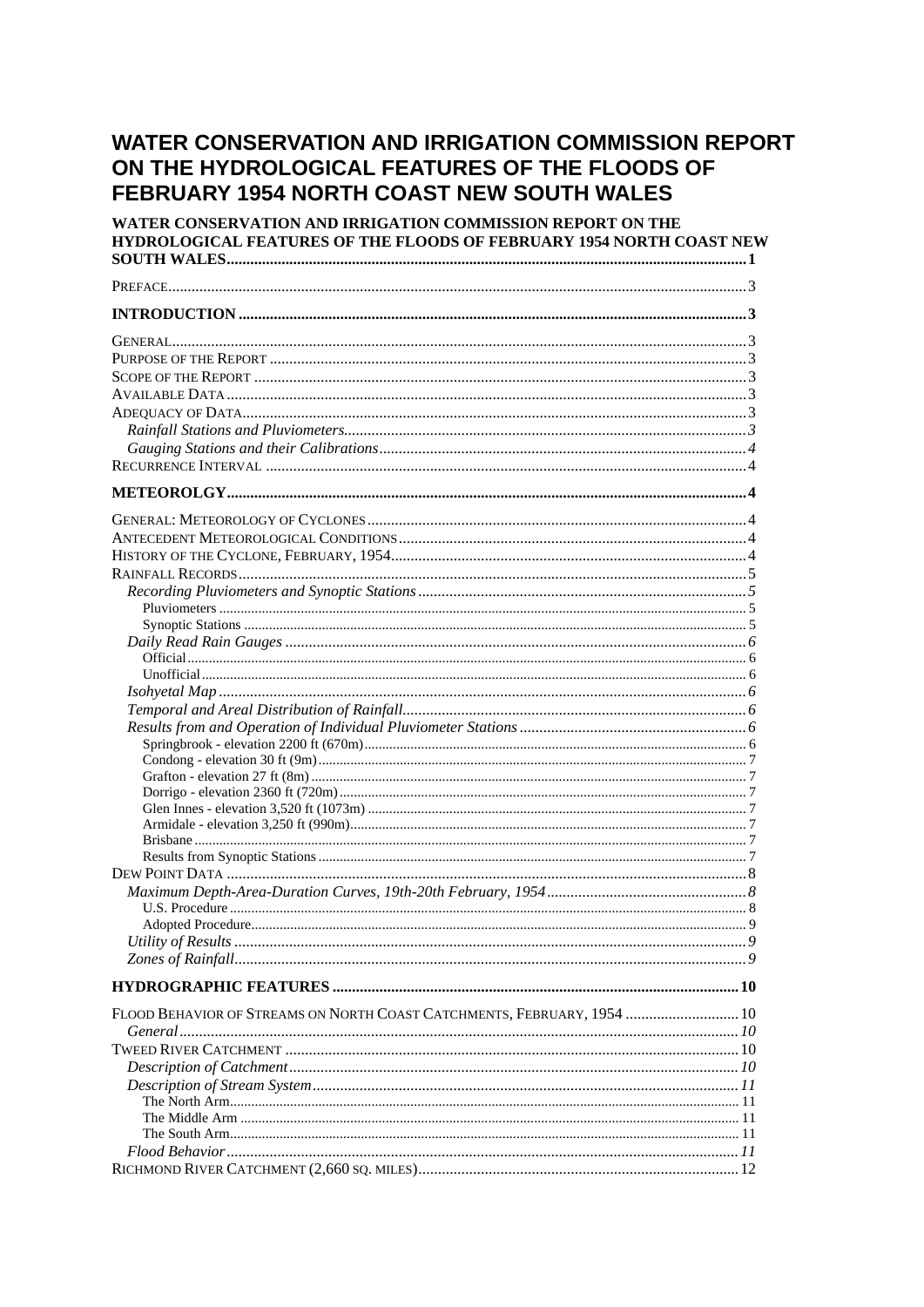# WATER CONSERVATION AND IRRIGATION COMMISSION REPORT ON THE HYDROLOGICAL FEATURES OF THE FLOODS OF FEBRUARY 1954 NORTH COAST NEW SOUTH WALES

**WATER CONSERVATION AND IRRIGATION COMMISSION REPORT ON THE HYDROLOGICAL FEATURES OF THE FLOODS OF FEBRUARY 1954 NORTH COAST NEW SOUTH WALES** .......... 1

PREFACE .......... 3

**INTRODUCTION** .......... 3

GENERAL .......... 3
PURPOSE OF THE REPORT .......... 3
SCOPE OF THE REPORT .......... 3
AVAILABLE DATA .......... 3
ADEQUACY OF DATA .......... 3
- *Rainfall Stations and Pluviometers* .......... 3
- *Gauging Stations and their Calibrations* .......... 4

RECURRENCE INTERVAL .......... 4

**METEOROLGY** .......... 4

GENERAL: METEOROLOGY OF CYCLONES .......... 4
ANTECEDENT METEOROLOGICAL CONDITIONS .......... 4
HISTORY OF THE CYCLONE, FEBRUARY, 1954 .......... 4
RAINFALL RECORDS .......... 5
- *Recording Pluviometers and Synoptic Stations* .......... 5
  - Pluviometers .......... 5
  - Synoptic Stations .......... 5
- *Daily Read Rain Gauges* .......... 6
  - Official .......... 6
  - Unofficial .......... 6
- *Isohyetal Map* .......... 6
- *Temporal and Areal Distribution of Rainfall* .......... 6
- *Results from and Operation of Individual Pluviometer Stations* .......... 6
  - Springbrook - elevation 2200 ft (670m) .......... 6
  - Condong - elevation 30 ft (9m) .......... 7
  - Grafton - elevation 27 ft (8m) .......... 7
  - Dorrigo - elevation 2360 ft (720m) .......... 7
  - Glen Innes - elevation 3,520 ft (1073m) .......... 7
  - Armidale - elevation 3,250 ft (990m) .......... 7
  - Brisbane .......... 7
  - Results from Synoptic Stations .......... 7

DEW POINT DATA .......... 8
- *Maximum Depth-Area-Duration Curves, 19th-20th February, 1954* .......... 8
  - U.S. Procedure .......... 8
  - Adopted Procedure .......... 9
- *Utility of Results* .......... 9
- *Zones of Rainfall* .......... 9

**HYDROGRAPHIC FEATURES** .......... 10

FLOOD BEHAVIOR OF STREAMS ON NORTH COAST CATCHMENTS, FEBRUARY, 1954 .......... 10
- *General* .......... 10

TWEED RIVER CATCHMENT .......... 10
- *Description of Catchment* .......... 10
- *Description of Stream System* .......... 11
  - The North Arm .......... 11
  - The Middle Arm .......... 11
  - The South Arm .......... 11
- *Flood Behavior* .......... 11

RICHMOND RIVER CATCHMENT (2,660 SQ. MILES) .......... 12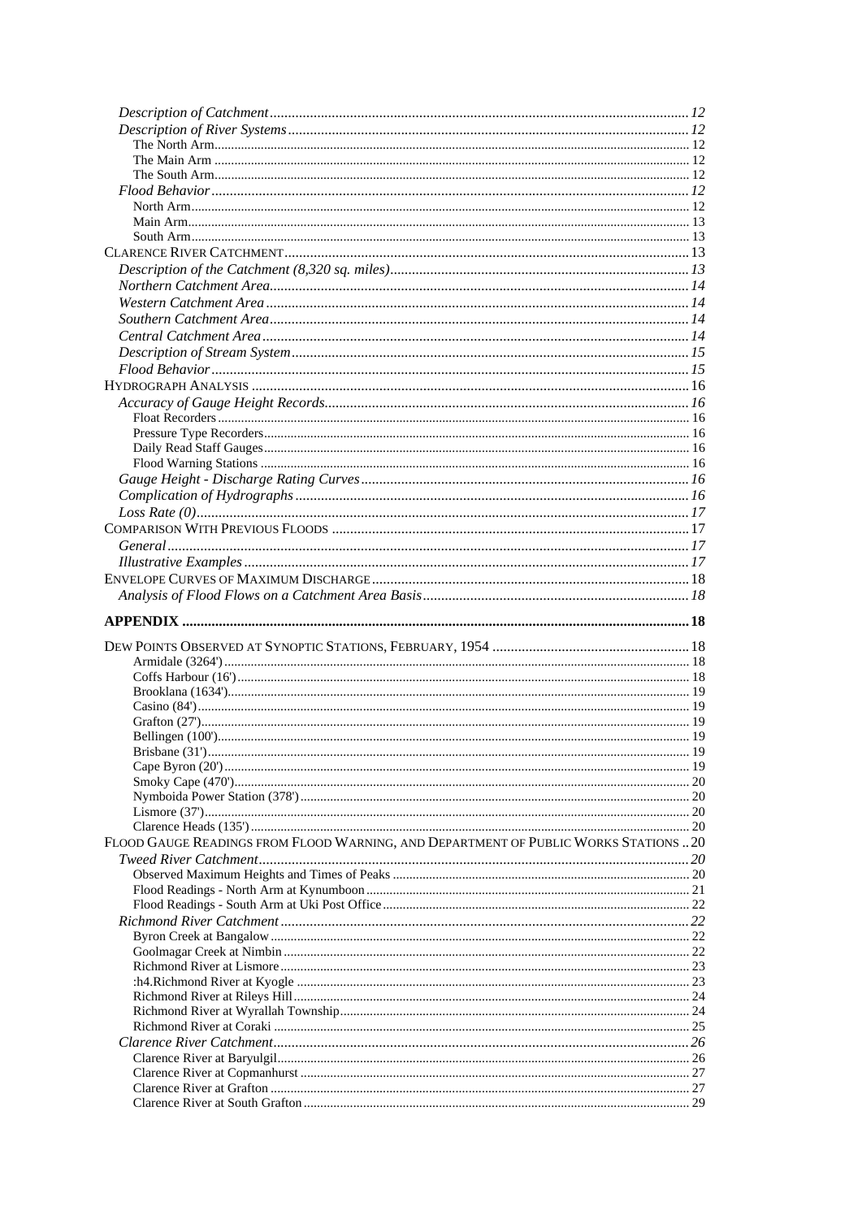*Description of Catchment* ... 12
*Description of River Systems* ... 12
The North Arm ... 12
The Main Arm ... 12
The South Arm ... 12
*Flood Behavior* ... 12
North Arm ... 12
Main Arm ... 13
South Arm ... 13
CLARENCE RIVER CATCHMENT ... 13
*Description of the Catchment (8,320 sq. miles)* ... 13
*Northern Catchment Area* ... 14
*Western Catchment Area* ... 14
*Southern Catchment Area* ... 14
*Central Catchment Area* ... 14
*Description of Stream System* ... 15
*Flood Behavior* ... 15
HYDROGRAPH ANALYSIS ... 16
*Accuracy of Gauge Height Records* ... 16
Float Recorders ... 16
Pressure Type Recorders ... 16
Daily Read Staff Gauges ... 16
Flood Warning Stations ... 16
*Gauge Height - Discharge Rating Curves* ... 16
*Complication of Hydrographs* ... 16
*Loss Rate (0)* ... 17
COMPARISON WITH PREVIOUS FLOODS ... 17
*General* ... 17
*Illustrative Examples* ... 17
ENVELOPE CURVES OF MAXIMUM DISCHARGE ... 18
*Analysis of Flood Flows on a Catchment Area Basis* ... 18

**APPENDIX** ... 18

DEW POINTS OBSERVED AT SYNOPTIC STATIONS, FEBRUARY, 1954 ... 18
Armidale (3264') ... 18
Coffs Harbour (16') ... 18
Brooklana (1634') ... 19
Casino (84') ... 19
Grafton (27') ... 19
Bellingen (100') ... 19
Brisbane (31') ... 19
Cape Byron (20') ... 19
Smoky Cape (470') ... 20
Nymboida Power Station (378') ... 20
Lismore (37') ... 20
Clarence Heads (135') ... 20
FLOOD GAUGE READINGS FROM FLOOD WARNING, AND DEPARTMENT OF PUBLIC WORKS STATIONS .. 20
*Tweed River Catchment* ... 20
Observed Maximum Heights and Times of Peaks ... 20
Flood Readings - North Arm at Kynumboon ... 21
Flood Readings - South Arm at Uki Post Office ... 22
*Richmond River Catchment* ... 22
Byron Creek at Bangalow ... 22
Goolmagar Creek at Nimbin ... 22
Richmond River at Lismore ... 23
:h4.Richmond River at Kyogle ... 23
Richmond River at Rileys Hill ... 24
Richmond River at Wyrallah Township ... 24
Richmond River at Coraki ... 25
*Clarence River Catchment* ... 26
Clarence River at Baryulgil ... 26
Clarence River at Copmanhurst ... 27
Clarence River at Grafton ... 27
Clarence River at South Grafton ... 29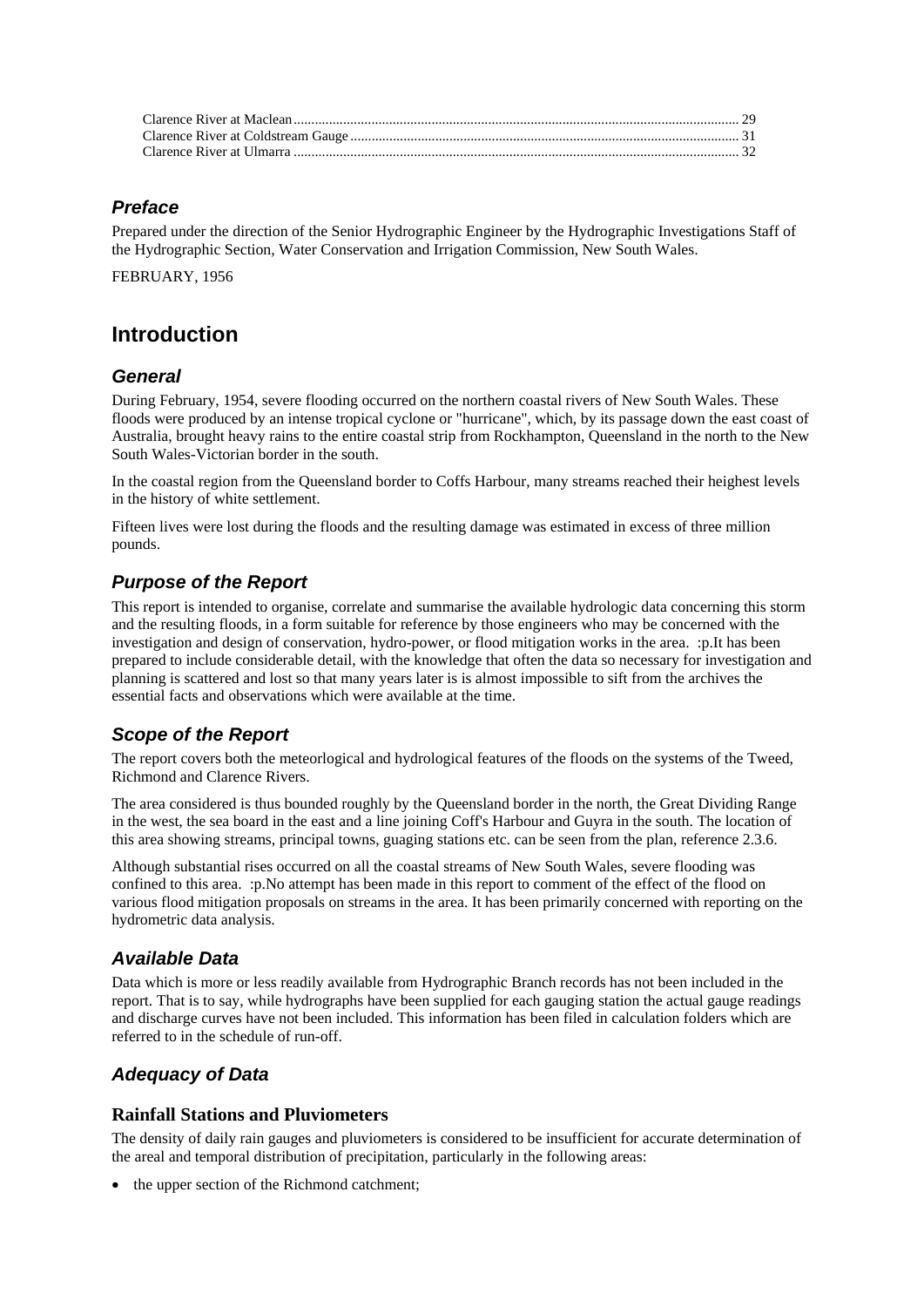Clarence River at Maclean ............................................................................................................................ 29
Clarence River at Coldstream Gauge ............................................................................................................ 31
Clarence River at Ulmarra ............................................................................................................................ 32

### *Preface*

Prepared under the direction of the Senior Hydrographic Engineer by the Hydrographic Investigations Staff of the Hydrographic Section, Water Conservation and Irrigation Commission, New South Wales.

FEBRUARY, 1956

## Introduction

### *General*

During February, 1954, severe flooding occurred on the northern coastal rivers of New South Wales. These floods were produced by an intense tropical cyclone or "hurricane", which, by its passage down the east coast of Australia, brought heavy rains to the entire coastal strip from Rockhampton, Queensland in the north to the New South Wales-Victorian border in the south.

In the coastal region from the Queensland border to Coffs Harbour, many streams reached their heighest levels in the history of white settlement.

Fifteen lives were lost during the floods and the resulting damage was estimated in excess of three million pounds.

### *Purpose of the Report*

This report is intended to organise, correlate and summarise the available hydrologic data concerning this storm and the resulting floods, in a form suitable for reference by those engineers who may be concerned with the investigation and design of conservation, hydro-power, or flood mitigation works in the area. :p.It has been prepared to include considerable detail, with the knowledge that often the data so necessary for investigation and planning is scattered and lost so that many years later is is almost impossible to sift from the archives the essential facts and observations which were available at the time.

### *Scope of the Report*

The report covers both the meteorlogical and hydrological features of the floods on the systems of the Tweed, Richmond and Clarence Rivers.

The area considered is thus bounded roughly by the Queensland border in the north, the Great Dividing Range in the west, the sea board in the east and a line joining Coff's Harbour and Guyra in the south. The location of this area showing streams, principal towns, guaging stations etc. can be seen from the plan, reference 2.3.6.

Although substantial rises occurred on all the coastal streams of New South Wales, severe flooding was confined to this area. :p.No attempt has been made in this report to comment of the effect of the flood on various flood mitigation proposals on streams in the area. It has been primarily concerned with reporting on the hydrometric data analysis.

### *Available Data*

Data which is more or less readily available from Hydrographic Branch records has not been included in the report. That is to say, while hydrographs have been supplied for each gauging station the actual gauge readings and discharge curves have not been included. This information has been filed in calculation folders which are referred to in the schedule of run-off.

### *Adequacy of Data*

#### **Rainfall Stations and Pluviometers**

The density of daily rain gauges and pluviometers is considered to be insufficient for accurate determination of the areal and temporal distribution of precipitation, particularly in the following areas:

- the upper section of the Richmond catchment;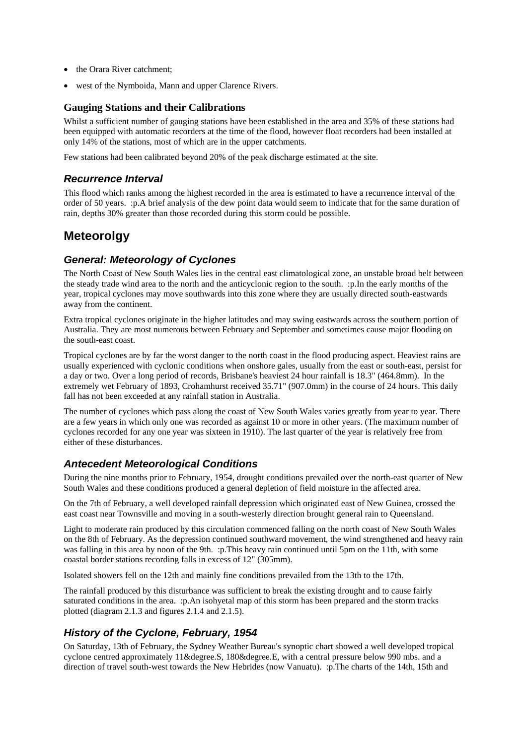- the Orara River catchment;
- west of the Nymboida, Mann and upper Clarence Rivers.

### Gauging Stations and their Calibrations

Whilst a sufficient number of gauging stations have been established in the area and 35% of these stations had been equipped with automatic recorders at the time of the flood, however float recorders had been installed at only 14% of the stations, most of which are in the upper catchments.

Few stations had been calibrated beyond 20% of the peak discharge estimated at the site.

### *Recurrence Interval*

This flood which ranks among the highest recorded in the area is estimated to have a recurrence interval of the order of 50 years. :p.A brief analysis of the dew point data would seem to indicate that for the same duration of rain, depths 30% greater than those recorded during this storm could be possible.

## Meteorolgy

### *General: Meteorology of Cyclones*

The North Coast of New South Wales lies in the central east climatological zone, an unstable broad belt between the steady trade wind area to the north and the anticyclonic region to the south. :p.In the early months of the year, tropical cyclones may move southwards into this zone where they are usually directed south-eastwards away from the continent.

Extra tropical cyclones originate in the higher latitudes and may swing eastwards across the southern portion of Australia. They are most numerous between February and September and sometimes cause major flooding on the south-east coast.

Tropical cyclones are by far the worst danger to the north coast in the flood producing aspect. Heaviest rains are usually experienced with cyclonic conditions when onshore gales, usually from the east or south-east, persist for a day or two. Over a long period of records, Brisbane's heaviest 24 hour rainfall is 18.3" (464.8mm). In the extremely wet February of 1893, Crohamhurst received 35.71" (907.0mm) in the course of 24 hours. This daily fall has not been exceeded at any rainfall station in Australia.

The number of cyclones which pass along the coast of New South Wales varies greatly from year to year. There are a few years in which only one was recorded as against 10 or more in other years. (The maximum number of cyclones recorded for any one year was sixteen in 1910). The last quarter of the year is relatively free from either of these disturbances.

### *Antecedent Meteorological Conditions*

During the nine months prior to February, 1954, drought conditions prevailed over the north-east quarter of New South Wales and these conditions produced a general depletion of field moisture in the affected area.

On the 7th of February, a well developed rainfall depression which originated east of New Guinea, crossed the east coast near Townsville and moving in a south-westerly direction brought general rain to Queensland.

Light to moderate rain produced by this circulation commenced falling on the north coast of New South Wales on the 8th of February. As the depression continued southward movement, the wind strengthened and heavy rain was falling in this area by noon of the 9th. :p.This heavy rain continued until 5pm on the 11th, with some coastal border stations recording falls in excess of 12" (305mm).

Isolated showers fell on the 12th and mainly fine conditions prevailed from the 13th to the 17th.

The rainfall produced by this disturbance was sufficient to break the existing drought and to cause fairly saturated conditions in the area. :p.An isohyetal map of this storm has been prepared and the storm tracks plotted (diagram 2.1.3 and figures 2.1.4 and 2.1.5).

### *History of the Cyclone, February, 1954*

On Saturday, 13th of February, the Sydney Weather Bureau's synoptic chart showed a well developed tropical cyclone centred approximately 11&degree.S, 180&degree.E, with a central pressure below 990 mbs. and a direction of travel south-west towards the New Hebrides (now Vanuatu). :p.The charts of the 14th, 15th and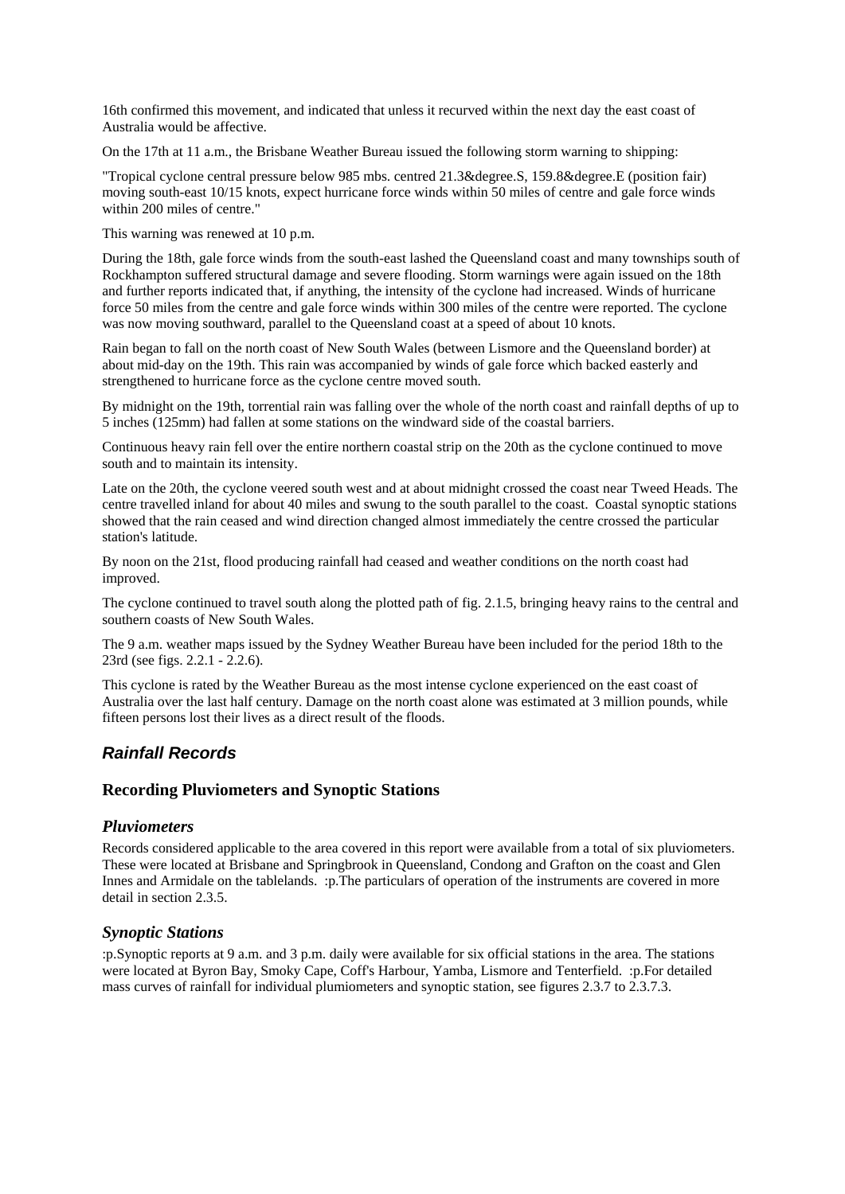16th confirmed this movement, and indicated that unless it recurved within the next day the east coast of Australia would be affective.

On the 17th at 11 a.m., the Brisbane Weather Bureau issued the following storm warning to shipping:

"Tropical cyclone central pressure below 985 mbs. centred 21.3&degree.S, 159.8&degree.E (position fair) moving south-east 10/15 knots, expect hurricane force winds within 50 miles of centre and gale force winds within 200 miles of centre."

This warning was renewed at 10 p.m.

During the 18th, gale force winds from the south-east lashed the Queensland coast and many townships south of Rockhampton suffered structural damage and severe flooding. Storm warnings were again issued on the 18th and further reports indicated that, if anything, the intensity of the cyclone had increased. Winds of hurricane force 50 miles from the centre and gale force winds within 300 miles of the centre were reported. The cyclone was now moving southward, parallel to the Queensland coast at a speed of about 10 knots.

Rain began to fall on the north coast of New South Wales (between Lismore and the Queensland border) at about mid-day on the 19th. This rain was accompanied by winds of gale force which backed easterly and strengthened to hurricane force as the cyclone centre moved south.

By midnight on the 19th, torrential rain was falling over the whole of the north coast and rainfall depths of up to 5 inches (125mm) had fallen at some stations on the windward side of the coastal barriers.

Continuous heavy rain fell over the entire northern coastal strip on the 20th as the cyclone continued to move south and to maintain its intensity.

Late on the 20th, the cyclone veered south west and at about midnight crossed the coast near Tweed Heads. The centre travelled inland for about 40 miles and swung to the south parallel to the coast. Coastal synoptic stations showed that the rain ceased and wind direction changed almost immediately the centre crossed the particular station's latitude.

By noon on the 21st, flood producing rainfall had ceased and weather conditions on the north coast had improved.

The cyclone continued to travel south along the plotted path of fig. 2.1.5, bringing heavy rains to the central and southern coasts of New South Wales.

The 9 a.m. weather maps issued by the Sydney Weather Bureau have been included for the period 18th to the 23rd (see figs. 2.2.1 - 2.2.6).

This cyclone is rated by the Weather Bureau as the most intense cyclone experienced on the east coast of Australia over the last half century. Damage on the north coast alone was estimated at 3 million pounds, while fifteen persons lost their lives as a direct result of the floods.

## *Rainfall Records*

### Recording Pluviometers and Synoptic Stations

#### *Pluviometers*

Records considered applicable to the area covered in this report were available from a total of six pluviometers. These were located at Brisbane and Springbrook in Queensland, Condong and Grafton on the coast and Glen Innes and Armidale on the tablelands. :p.The particulars of operation of the instruments are covered in more detail in section 2.3.5.

#### *Synoptic Stations*

:p.Synoptic reports at 9 a.m. and 3 p.m. daily were available for six official stations in the area. The stations were located at Byron Bay, Smoky Cape, Coff's Harbour, Yamba, Lismore and Tenterfield. :p.For detailed mass curves of rainfall for individual plumiometers and synoptic station, see figures 2.3.7 to 2.3.7.3.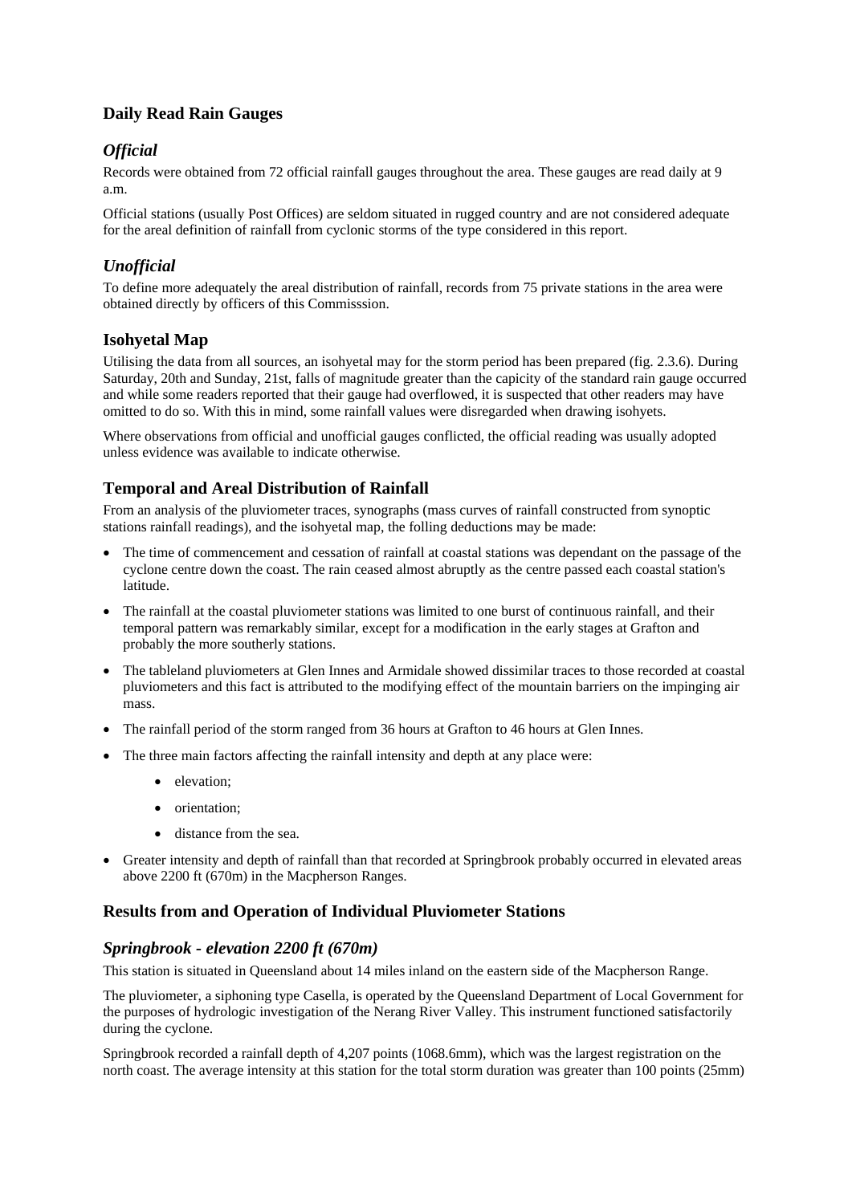### Daily Read Rain Gauges

#### *Official*

Records were obtained from 72 official rainfall gauges throughout the area. These gauges are read daily at 9 a.m.

Official stations (usually Post Offices) are seldom situated in rugged country and are not considered adequate for the areal definition of rainfall from cyclonic storms of the type considered in this report.

#### *Unofficial*

To define more adequately the areal distribution of rainfall, records from 75 private stations in the area were obtained directly by officers of this Commisssion.

### Isohyetal Map

Utilising the data from all sources, an isohyetal may for the storm period has been prepared (fig. 2.3.6). During Saturday, 20th and Sunday, 21st, falls of magnitude greater than the capicity of the standard rain gauge occurred and while some readers reported that their gauge had overflowed, it is suspected that other readers may have omitted to do so. With this in mind, some rainfall values were disregarded when drawing isohyets.

Where observations from official and unofficial gauges conflicted, the official reading was usually adopted unless evidence was available to indicate otherwise.

### Temporal and Areal Distribution of Rainfall

From an analysis of the pluviometer traces, synographs (mass curves of rainfall constructed from synoptic stations rainfall readings), and the isohyetal map, the folling deductions may be made:

- The time of commencement and cessation of rainfall at coastal stations was dependant on the passage of the cyclone centre down the coast. The rain ceased almost abruptly as the centre passed each coastal station's latitude.
- The rainfall at the coastal pluviometer stations was limited to one burst of continuous rainfall, and their temporal pattern was remarkably similar, except for a modification in the early stages at Grafton and probably the more southerly stations.
- The tableland pluviometers at Glen Innes and Armidale showed dissimilar traces to those recorded at coastal pluviometers and this fact is attributed to the modifying effect of the mountain barriers on the impinging air mass.
- The rainfall period of the storm ranged from 36 hours at Grafton to 46 hours at Glen Innes.
- The three main factors affecting the rainfall intensity and depth at any place were:
  - elevation;
  - orientation;
  - distance from the sea.
- Greater intensity and depth of rainfall than that recorded at Springbrook probably occurred in elevated areas above 2200 ft (670m) in the Macpherson Ranges.

### Results from and Operation of Individual Pluviometer Stations

#### *Springbrook - elevation 2200 ft (670m)*

This station is situated in Queensland about 14 miles inland on the eastern side of the Macpherson Range.

The pluviometer, a siphoning type Casella, is operated by the Queensland Department of Local Government for the purposes of hydrologic investigation of the Nerang River Valley. This instrument functioned satisfactorily during the cyclone.

Springbrook recorded a rainfall depth of 4,207 points (1068.6mm), which was the largest registration on the north coast. The average intensity at this station for the total storm duration was greater than 100 points (25mm)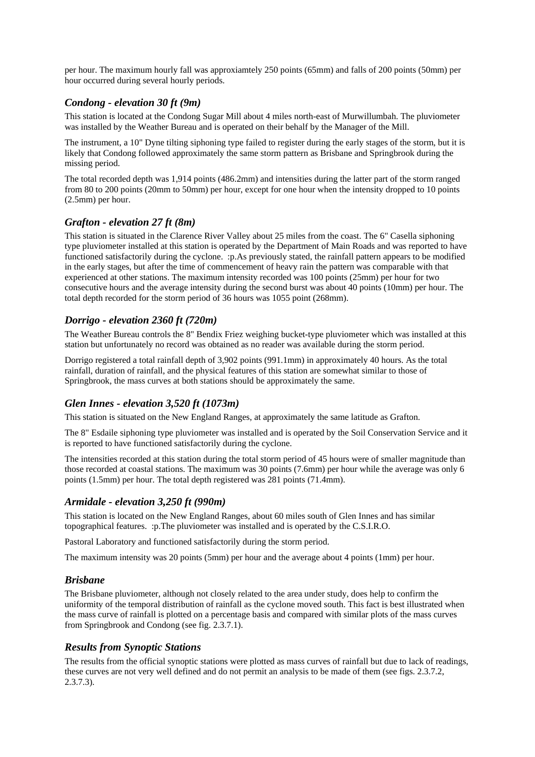per hour. The maximum hourly fall was approxiamtely 250 points (65mm) and falls of 200 points (50mm) per hour occurred during several hourly periods.

### *Condong - elevation 30 ft (9m)*

This station is located at the Condong Sugar Mill about 4 miles north-east of Murwillumbah. The pluviometer was installed by the Weather Bureau and is operated on their behalf by the Manager of the Mill.

The instrument, a 10" Dyne tilting siphoning type failed to register during the early stages of the storm, but it is likely that Condong followed approximately the same storm pattern as Brisbane and Springbrook during the missing period.

The total recorded depth was 1,914 points (486.2mm) and intensities during the latter part of the storm ranged from 80 to 200 points (20mm to 50mm) per hour, except for one hour when the intensity dropped to 10 points (2.5mm) per hour.

### *Grafton - elevation 27 ft (8m)*

This station is situated in the Clarence River Valley about 25 miles from the coast. The 6" Casella siphoning type pluviometer installed at this station is operated by the Department of Main Roads and was reported to have functioned satisfactorily during the cyclone. :p.As previously stated, the rainfall pattern appears to be modified in the early stages, but after the time of commencement of heavy rain the pattern was comparable with that experienced at other stations. The maximum intensity recorded was 100 points (25mm) per hour for two consecutive hours and the average intensity during the second burst was about 40 points (10mm) per hour. The total depth recorded for the storm period of 36 hours was 1055 point (268mm).

### *Dorrigo - elevation 2360 ft (720m)*

The Weather Bureau controls the 8" Bendix Friez weighing bucket-type pluviometer which was installed at this station but unfortunately no record was obtained as no reader was available during the storm period.

Dorrigo registered a total rainfall depth of 3,902 points (991.1mm) in approximately 40 hours. As the total rainfall, duration of rainfall, and the physical features of this station are somewhat similar to those of Springbrook, the mass curves at both stations should be approximately the same.

### *Glen Innes - elevation 3,520 ft (1073m)*

This station is situated on the New England Ranges, at approximately the same latitude as Grafton.

The 8" Esdaile siphoning type pluviometer was installed and is operated by the Soil Conservation Service and it is reported to have functioned satisfactorily during the cyclone.

The intensities recorded at this station during the total storm period of 45 hours were of smaller magnitude than those recorded at coastal stations. The maximum was 30 points (7.6mm) per hour while the average was only 6 points (1.5mm) per hour. The total depth registered was 281 points (71.4mm).

### *Armidale - elevation 3,250 ft (990m)*

This station is located on the New England Ranges, about 60 miles south of Glen Innes and has similar topographical features. :p.The pluviometer was installed and is operated by the C.S.I.R.O.

Pastoral Laboratory and functioned satisfactorily during the storm period.

The maximum intensity was 20 points (5mm) per hour and the average about 4 points (1mm) per hour.

### *Brisbane*

The Brisbane pluviometer, although not closely related to the area under study, does help to confirm the uniformity of the temporal distribution of rainfall as the cyclone moved south. This fact is best illustrated when the mass curve of rainfall is plotted on a percentage basis and compared with similar plots of the mass curves from Springbrook and Condong (see fig. 2.3.7.1).

### *Results from Synoptic Stations*

The results from the official synoptic stations were plotted as mass curves of rainfall but due to lack of readings, these curves are not very well defined and do not permit an analysis to be made of them (see figs. 2.3.7.2, 2.3.7.3).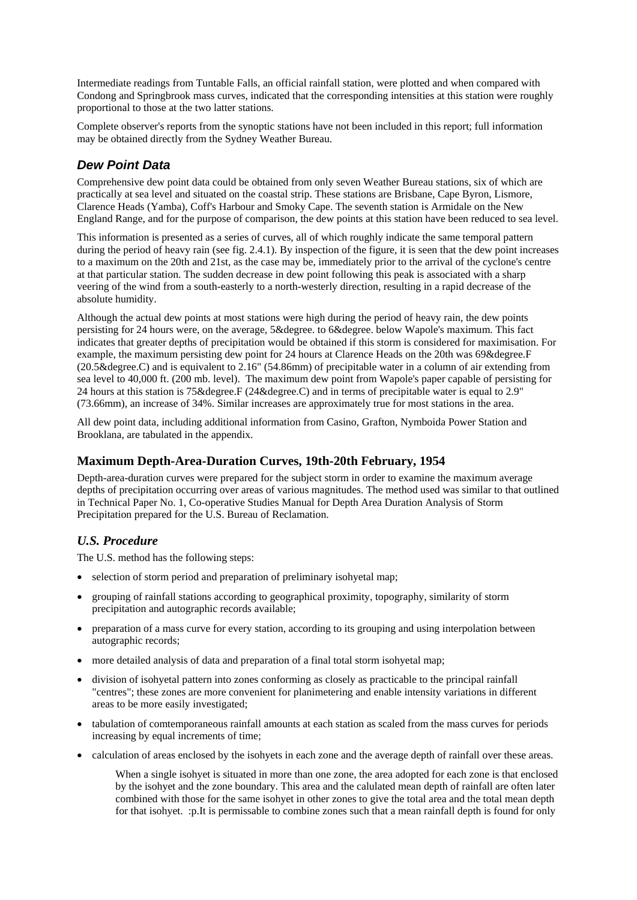Intermediate readings from Tuntable Falls, an official rainfall station, were plotted and when compared with Condong and Springbrook mass curves, indicated that the corresponding intensities at this station were roughly proportional to those at the two latter stations.

Complete observer's reports from the synoptic stations have not been included in this report; full information may be obtained directly from the Sydney Weather Bureau.

## *Dew Point Data*

Comprehensive dew point data could be obtained from only seven Weather Bureau stations, six of which are practically at sea level and situated on the coastal strip. These stations are Brisbane, Cape Byron, Lismore, Clarence Heads (Yamba), Coff's Harbour and Smoky Cape. The seventh station is Armidale on the New England Range, and for the purpose of comparison, the dew points at this station have been reduced to sea level.

This information is presented as a series of curves, all of which roughly indicate the same temporal pattern during the period of heavy rain (see fig. 2.4.1). By inspection of the figure, it is seen that the dew point increases to a maximum on the 20th and 21st, as the case may be, immediately prior to the arrival of the cyclone's centre at that particular station. The sudden decrease in dew point following this peak is associated with a sharp veering of the wind from a south-easterly to a north-westerly direction, resulting in a rapid decrease of the absolute humidity.

Although the actual dew points at most stations were high during the period of heavy rain, the dew points persisting for 24 hours were, on the average, 5&degree. to 6&degree. below Wapole's maximum. This fact indicates that greater depths of precipitation would be obtained if this storm is considered for maximisation. For example, the maximum persisting dew point for 24 hours at Clarence Heads on the 20th was 69&degree.F (20.5&degree.C) and is equivalent to 2.16" (54.86mm) of precipitable water in a column of air extending from sea level to 40,000 ft. (200 mb. level). The maximum dew point from Wapole's paper capable of persisting for 24 hours at this station is 75&degree.F (24&degree.C) and in terms of precipitable water is equal to 2.9" (73.66mm), an increase of 34%. Similar increases are approximately true for most stations in the area.

All dew point data, including additional information from Casino, Grafton, Nymboida Power Station and Brooklana, are tabulated in the appendix.

## **Maximum Depth-Area-Duration Curves, 19th-20th February, 1954**

Depth-area-duration curves were prepared for the subject storm in order to examine the maximum average depths of precipitation occurring over areas of various magnitudes. The method used was similar to that outlined in Technical Paper No. 1, Co-operative Studies Manual for Depth Area Duration Analysis of Storm Precipitation prepared for the U.S. Bureau of Reclamation.

### ***U.S. Procedure***

The U.S. method has the following steps:

- selection of storm period and preparation of preliminary isohyetal map;
- grouping of rainfall stations according to geographical proximity, topography, similarity of storm precipitation and autographic records available;
- preparation of a mass curve for every station, according to its grouping and using interpolation between autographic records;
- more detailed analysis of data and preparation of a final total storm isohyetal map;
- division of isohyetal pattern into zones conforming as closely as practicable to the principal rainfall "centres"; these zones are more convenient for planimetering and enable intensity variations in different areas to be more easily investigated;
- tabulation of comtemporaneous rainfall amounts at each station as scaled from the mass curves for periods increasing by equal increments of time;
- calculation of areas enclosed by the isohyets in each zone and the average depth of rainfall over these areas.

  When a single isohyet is situated in more than one zone, the area adopted for each zone is that enclosed by the isohyet and the zone boundary. This area and the calulated mean depth of rainfall are often later combined with those for the same isohyet in other zones to give the total area and the total mean depth for that isohyet. :p.It is permissable to combine zones such that a mean rainfall depth is found for only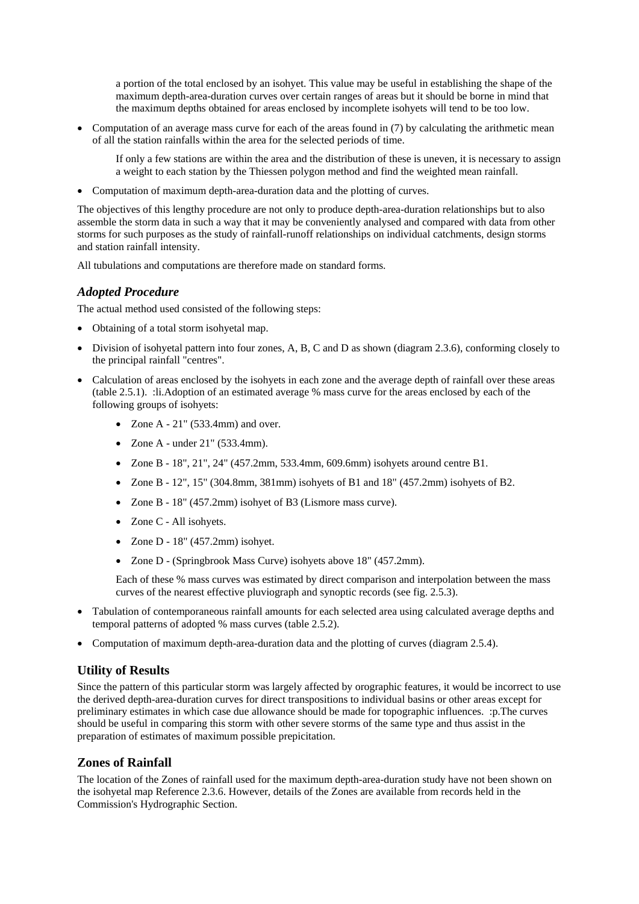a portion of the total enclosed by an isohyet. This value may be useful in establishing the shape of the maximum depth-area-duration curves over certain ranges of areas but it should be borne in mind that the maximum depths obtained for areas enclosed by incomplete isohyets will tend to be too low.

- Computation of an average mass curve for each of the areas found in (7) by calculating the arithmetic mean of all the station rainfalls within the area for the selected periods of time.

  If only a few stations are within the area and the distribution of these is uneven, it is necessary to assign a weight to each station by the Thiessen polygon method and find the weighted mean rainfall.

- Computation of maximum depth-area-duration data and the plotting of curves.

The objectives of this lengthy procedure are not only to produce depth-area-duration relationships but to also assemble the storm data in such a way that it may be conveniently analysed and compared with data from other storms for such purposes as the study of rainfall-runoff relationships on individual catchments, design storms and station rainfall intensity.

All tubulations and computations are therefore made on standard forms.

### *Adopted Procedure*

The actual method used consisted of the following steps:

- Obtaining of a total storm isohyetal map.
- Division of isohyetal pattern into four zones, A, B, C and D as shown (diagram 2.3.6), conforming closely to the principal rainfall "centres".
- Calculation of areas enclosed by the isohyets in each zone and the average depth of rainfall over these areas (table 2.5.1). :li.Adoption of an estimated average % mass curve for the areas enclosed by each of the following groups of isohyets:
  - Zone A - 21" (533.4mm) and over.
  - Zone A - under 21" (533.4mm).
  - Zone B - 18", 21", 24" (457.2mm, 533.4mm, 609.6mm) isohyets around centre B1.
  - Zone B - 12", 15" (304.8mm, 381mm) isohyets of B1 and 18" (457.2mm) isohyets of B2.
  - Zone B - 18" (457.2mm) isohyet of B3 (Lismore mass curve).
  - Zone C - All isohyets.
  - Zone D - 18" (457.2mm) isohyet.
  - Zone D - (Springbrook Mass Curve) isohyets above 18" (457.2mm).

  Each of these % mass curves was estimated by direct comparison and interpolation between the mass curves of the nearest effective pluviograph and synoptic records (see fig. 2.5.3).

- Tabulation of contemporaneous rainfall amounts for each selected area using calculated average depths and temporal patterns of adopted % mass curves (table 2.5.2).
- Computation of maximum depth-area-duration data and the plotting of curves (diagram 2.5.4).

## Utility of Results

Since the pattern of this particular storm was largely affected by orographic features, it would be incorrect to use the derived depth-area-duration curves for direct transpositions to individual basins or other areas except for preliminary estimates in which case due allowance should be made for topographic influences. :p.The curves should be useful in comparing this storm with other severe storms of the same type and thus assist in the preparation of estimates of maximum possible prepicitation.

## Zones of Rainfall

The location of the Zones of rainfall used for the maximum depth-area-duration study have not been shown on the isohyetal map Reference 2.3.6. However, details of the Zones are available from records held in the Commission's Hydrographic Section.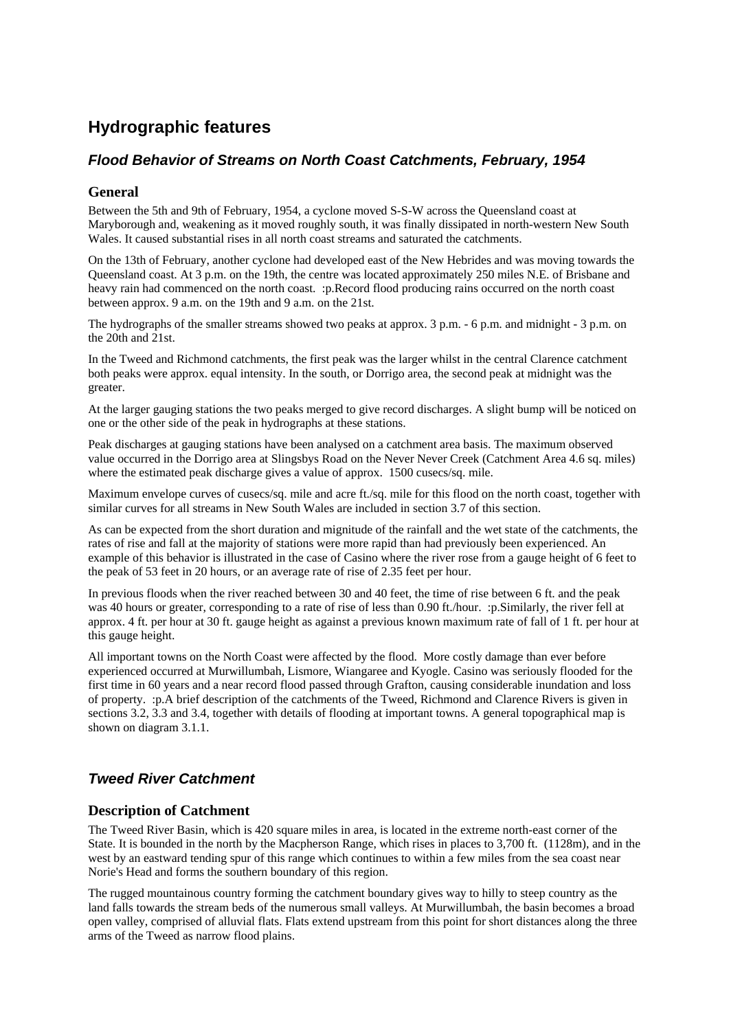# Hydrographic features

## *Flood Behavior of Streams on North Coast Catchments, February, 1954*

### General

Between the 5th and 9th of February, 1954, a cyclone moved S-S-W across the Queensland coast at Maryborough and, weakening as it moved roughly south, it was finally dissipated in north-western New South Wales. It caused substantial rises in all north coast streams and saturated the catchments.

On the 13th of February, another cyclone had developed east of the New Hebrides and was moving towards the Queensland coast. At 3 p.m. on the 19th, the centre was located approximately 250 miles N.E. of Brisbane and heavy rain had commenced on the north coast. :p.Record flood producing rains occurred on the north coast between approx. 9 a.m. on the 19th and 9 a.m. on the 21st.

The hydrographs of the smaller streams showed two peaks at approx. 3 p.m. - 6 p.m. and midnight - 3 p.m. on the 20th and 21st.

In the Tweed and Richmond catchments, the first peak was the larger whilst in the central Clarence catchment both peaks were approx. equal intensity. In the south, or Dorrigo area, the second peak at midnight was the greater.

At the larger gauging stations the two peaks merged to give record discharges. A slight bump will be noticed on one or the other side of the peak in hydrographs at these stations.

Peak discharges at gauging stations have been analysed on a catchment area basis. The maximum observed value occurred in the Dorrigo area at Slingsbys Road on the Never Never Creek (Catchment Area 4.6 sq. miles) where the estimated peak discharge gives a value of approx. 1500 cusecs/sq. mile.

Maximum envelope curves of cusecs/sq. mile and acre ft./sq. mile for this flood on the north coast, together with similar curves for all streams in New South Wales are included in section 3.7 of this section.

As can be expected from the short duration and mignitude of the rainfall and the wet state of the catchments, the rates of rise and fall at the majority of stations were more rapid than had previously been experienced. An example of this behavior is illustrated in the case of Casino where the river rose from a gauge height of 6 feet to the peak of 53 feet in 20 hours, or an average rate of rise of 2.35 feet per hour.

In previous floods when the river reached between 30 and 40 feet, the time of rise between 6 ft. and the peak was 40 hours or greater, corresponding to a rate of rise of less than 0.90 ft./hour. :p.Similarly, the river fell at approx. 4 ft. per hour at 30 ft. gauge height as against a previous known maximum rate of fall of 1 ft. per hour at this gauge height.

All important towns on the North Coast were affected by the flood. More costly damage than ever before experienced occurred at Murwillumbah, Lismore, Wiangaree and Kyogle. Casino was seriously flooded for the first time in 60 years and a near record flood passed through Grafton, causing considerable inundation and loss of property. :p.A brief description of the catchments of the Tweed, Richmond and Clarence Rivers is given in sections 3.2, 3.3 and 3.4, together with details of flooding at important towns. A general topographical map is shown on diagram 3.1.1.

## *Tweed River Catchment*

### Description of Catchment

The Tweed River Basin, which is 420 square miles in area, is located in the extreme north-east corner of the State. It is bounded in the north by the Macpherson Range, which rises in places to 3,700 ft. (1128m), and in the west by an eastward tending spur of this range which continues to within a few miles from the sea coast near Norie's Head and forms the southern boundary of this region.

The rugged mountainous country forming the catchment boundary gives way to hilly to steep country as the land falls towards the stream beds of the numerous small valleys. At Murwillumbah, the basin becomes a broad open valley, comprised of alluvial flats. Flats extend upstream from this point for short distances along the three arms of the Tweed as narrow flood plains.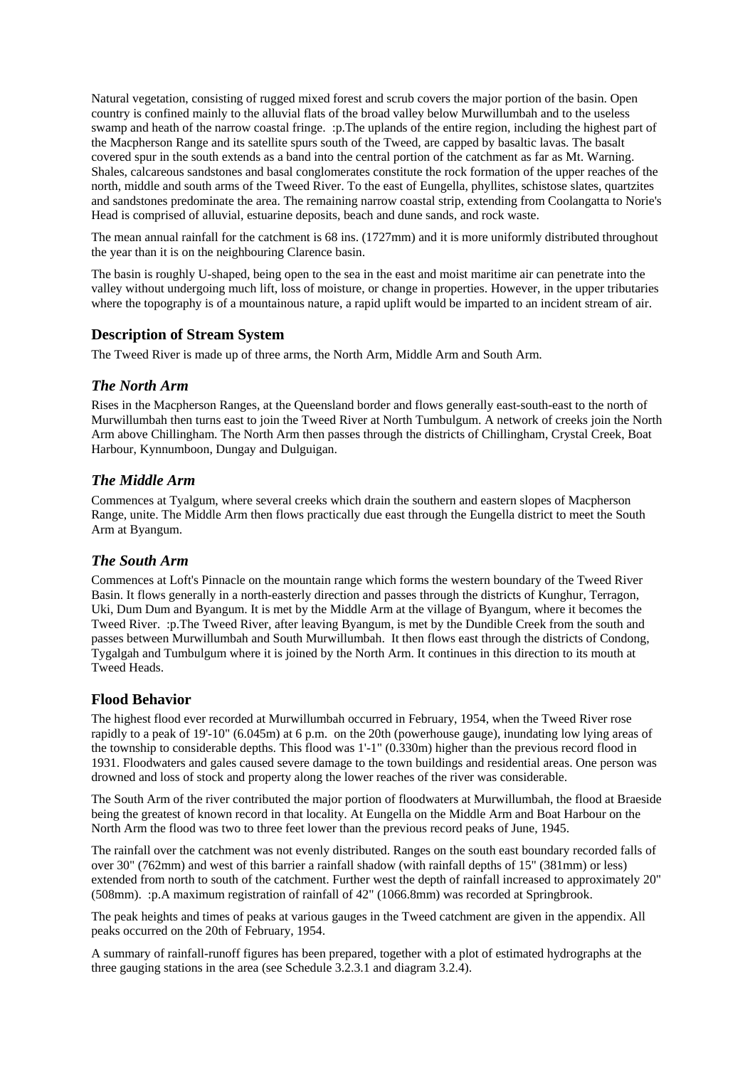Natural vegetation, consisting of rugged mixed forest and scrub covers the major portion of the basin. Open country is confined mainly to the alluvial flats of the broad valley below Murwillumbah and to the useless swamp and heath of the narrow coastal fringe. :p.The uplands of the entire region, including the highest part of the Macpherson Range and its satellite spurs south of the Tweed, are capped by basaltic lavas. The basalt covered spur in the south extends as a band into the central portion of the catchment as far as Mt. Warning. Shales, calcareous sandstones and basal conglomerates constitute the rock formation of the upper reaches of the north, middle and south arms of the Tweed River. To the east of Eungella, phyllites, schistose slates, quartzites and sandstones predominate the area. The remaining narrow coastal strip, extending from Coolangatta to Norie's Head is comprised of alluvial, estuarine deposits, beach and dune sands, and rock waste.

The mean annual rainfall for the catchment is 68 ins. (1727mm) and it is more uniformly distributed throughout the year than it is on the neighbouring Clarence basin.

The basin is roughly U-shaped, being open to the sea in the east and moist maritime air can penetrate into the valley without undergoing much lift, loss of moisture, or change in properties. However, in the upper tributaries where the topography is of a mountainous nature, a rapid uplift would be imparted to an incident stream of air.

## Description of Stream System

The Tweed River is made up of three arms, the North Arm, Middle Arm and South Arm.

### *The North Arm*

Rises in the Macpherson Ranges, at the Queensland border and flows generally east-south-east to the north of Murwillumbah then turns east to join the Tweed River at North Tumbulgum. A network of creeks join the North Arm above Chillingham. The North Arm then passes through the districts of Chillingham, Crystal Creek, Boat Harbour, Kynnumboon, Dungay and Dulguigan.

### *The Middle Arm*

Commences at Tyalgum, where several creeks which drain the southern and eastern slopes of Macpherson Range, unite. The Middle Arm then flows practically due east through the Eungella district to meet the South Arm at Byangum.

### *The South Arm*

Commences at Loft's Pinnacle on the mountain range which forms the western boundary of the Tweed River Basin. It flows generally in a north-easterly direction and passes through the districts of Kunghur, Terragon, Uki, Dum Dum and Byangum. It is met by the Middle Arm at the village of Byangum, where it becomes the Tweed River. :p.The Tweed River, after leaving Byangum, is met by the Dundible Creek from the south and passes between Murwillumbah and South Murwillumbah. It then flows east through the districts of Condong, Tygalgah and Tumbulgum where it is joined by the North Arm. It continues in this direction to its mouth at Tweed Heads.

## Flood Behavior

The highest flood ever recorded at Murwillumbah occurred in February, 1954, when the Tweed River rose rapidly to a peak of 19'-10" (6.045m) at 6 p.m. on the 20th (powerhouse gauge), inundating low lying areas of the township to considerable depths. This flood was 1'-1" (0.330m) higher than the previous record flood in 1931. Floodwaters and gales caused severe damage to the town buildings and residential areas. One person was drowned and loss of stock and property along the lower reaches of the river was considerable.

The South Arm of the river contributed the major portion of floodwaters at Murwillumbah, the flood at Braeside being the greatest of known record in that locality. At Eungella on the Middle Arm and Boat Harbour on the North Arm the flood was two to three feet lower than the previous record peaks of June, 1945.

The rainfall over the catchment was not evenly distributed. Ranges on the south east boundary recorded falls of over 30" (762mm) and west of this barrier a rainfall shadow (with rainfall depths of 15" (381mm) or less) extended from north to south of the catchment. Further west the depth of rainfall increased to approximately 20" (508mm). :p.A maximum registration of rainfall of 42" (1066.8mm) was recorded at Springbrook.

The peak heights and times of peaks at various gauges in the Tweed catchment are given in the appendix. All peaks occurred on the 20th of February, 1954.

A summary of rainfall-runoff figures has been prepared, together with a plot of estimated hydrographs at the three gauging stations in the area (see Schedule 3.2.3.1 and diagram 3.2.4).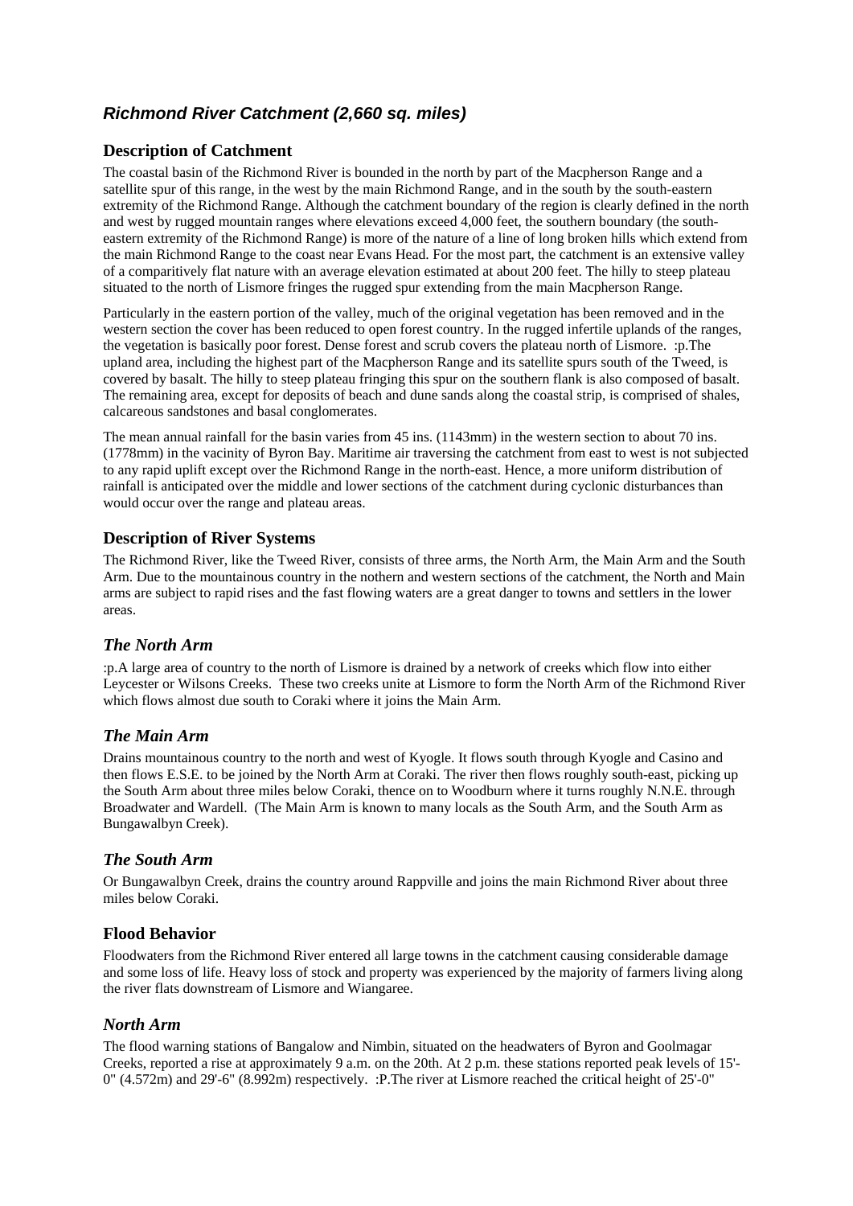## *Richmond River Catchment (2,660 sq. miles)*

### Description of Catchment

The coastal basin of the Richmond River is bounded in the north by part of the Macpherson Range and a satellite spur of this range, in the west by the main Richmond Range, and in the south by the south-eastern extremity of the Richmond Range. Although the catchment boundary of the region is clearly defined in the north and west by rugged mountain ranges where elevations exceed 4,000 feet, the southern boundary (the south-eastern extremity of the Richmond Range) is more of the nature of a line of long broken hills which extend from the main Richmond Range to the coast near Evans Head. For the most part, the catchment is an extensive valley of a comparitively flat nature with an average elevation estimated at about 200 feet. The hilly to steep plateau situated to the north of Lismore fringes the rugged spur extending from the main Macpherson Range.

Particularly in the eastern portion of the valley, much of the original vegetation has been removed and in the western section the cover has been reduced to open forest country. In the rugged infertile uplands of the ranges, the vegetation is basically poor forest. Dense forest and scrub covers the plateau north of Lismore. :p.The upland area, including the highest part of the Macpherson Range and its satellite spurs south of the Tweed, is covered by basalt. The hilly to steep plateau fringing this spur on the southern flank is also composed of basalt. The remaining area, except for deposits of beach and dune sands along the coastal strip, is comprised of shales, calcareous sandstones and basal conglomerates.

The mean annual rainfall for the basin varies from 45 ins. (1143mm) in the western section to about 70 ins. (1778mm) in the vacinity of Byron Bay. Maritime air traversing the catchment from east to west is not subjected to any rapid uplift except over the Richmond Range in the north-east. Hence, a more uniform distribution of rainfall is anticipated over the middle and lower sections of the catchment during cyclonic disturbances than would occur over the range and plateau areas.

### Description of River Systems

The Richmond River, like the Tweed River, consists of three arms, the North Arm, the Main Arm and the South Arm. Due to the mountainous country in the nothern and western sections of the catchment, the North and Main arms are subject to rapid rises and the fast flowing waters are a great danger to towns and settlers in the lower areas.

### *The North Arm*

:p.A large area of country to the north of Lismore is drained by a network of creeks which flow into either Leycester or Wilsons Creeks. These two creeks unite at Lismore to form the North Arm of the Richmond River which flows almost due south to Coraki where it joins the Main Arm.

### *The Main Arm*

Drains mountainous country to the north and west of Kyogle. It flows south through Kyogle and Casino and then flows E.S.E. to be joined by the North Arm at Coraki. The river then flows roughly south-east, picking up the South Arm about three miles below Coraki, thence on to Woodburn where it turns roughly N.N.E. through Broadwater and Wardell. (The Main Arm is known to many locals as the South Arm, and the South Arm as Bungawalbyn Creek).

### *The South Arm*

Or Bungawalbyn Creek, drains the country around Rappville and joins the main Richmond River about three miles below Coraki.

### Flood Behavior

Floodwaters from the Richmond River entered all large towns in the catchment causing considerable damage and some loss of life. Heavy loss of stock and property was experienced by the majority of farmers living along the river flats downstream of Lismore and Wiangaree.

### *North Arm*

The flood warning stations of Bangalow and Nimbin, situated on the headwaters of Byron and Goolmagar Creeks, reported a rise at approximately 9 a.m. on the 20th. At 2 p.m. these stations reported peak levels of 15'-0" (4.572m) and 29'-6" (8.992m) respectively. :P.The river at Lismore reached the critical height of 25'-0"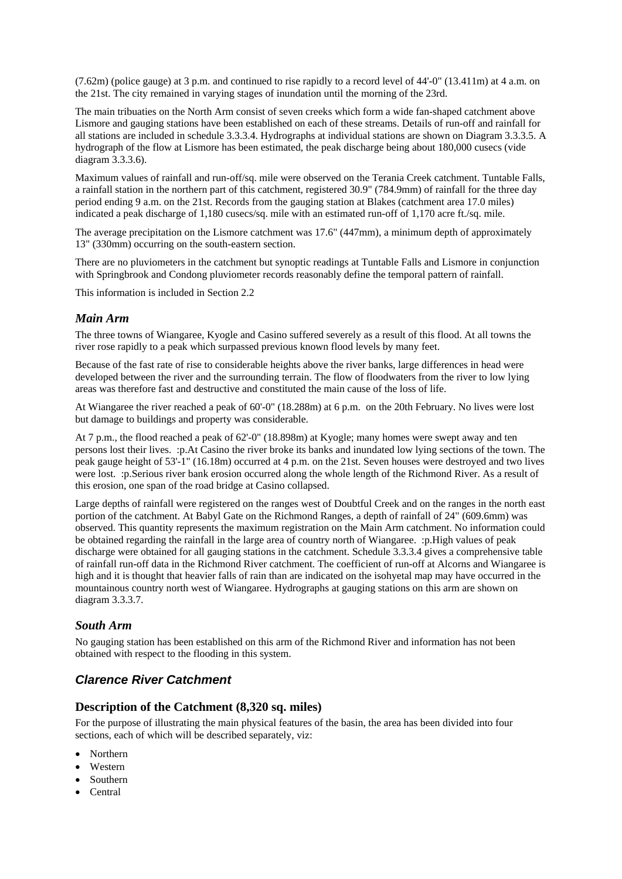(7.62m) (police gauge) at 3 p.m. and continued to rise rapidly to a record level of 44'-0" (13.411m) at 4 a.m. on the 21st. The city remained in varying stages of inundation until the morning of the 23rd.

The main tribuaties on the North Arm consist of seven creeks which form a wide fan-shaped catchment above Lismore and gauging stations have been established on each of these streams. Details of run-off and rainfall for all stations are included in schedule 3.3.3.4. Hydrographs at individual stations are shown on Diagram 3.3.3.5. A hydrograph of the flow at Lismore has been estimated, the peak discharge being about 180,000 cusecs (vide diagram 3.3.3.6).

Maximum values of rainfall and run-off/sq. mile were observed on the Terania Creek catchment. Tuntable Falls, a rainfall station in the northern part of this catchment, registered 30.9" (784.9mm) of rainfall for the three day period ending 9 a.m. on the 21st. Records from the gauging station at Blakes (catchment area 17.0 miles) indicated a peak discharge of 1,180 cusecs/sq. mile with an estimated run-off of 1,170 acre ft./sq. mile.

The average precipitation on the Lismore catchment was 17.6" (447mm), a minimum depth of approximately 13" (330mm) occurring on the south-eastern section.

There are no pluviometers in the catchment but synoptic readings at Tuntable Falls and Lismore in conjunction with Springbrook and Condong pluviometer records reasonably define the temporal pattern of rainfall.

This information is included in Section 2.2

### *Main Arm*

The three towns of Wiangaree, Kyogle and Casino suffered severely as a result of this flood. At all towns the river rose rapidly to a peak which surpassed previous known flood levels by many feet.

Because of the fast rate of rise to considerable heights above the river banks, large differences in head were developed between the river and the surrounding terrain. The flow of floodwaters from the river to low lying areas was therefore fast and destructive and constituted the main cause of the loss of life.

At Wiangaree the river reached a peak of 60'-0" (18.288m) at 6 p.m. on the 20th February. No lives were lost but damage to buildings and property was considerable.

At 7 p.m., the flood reached a peak of 62'-0" (18.898m) at Kyogle; many homes were swept away and ten persons lost their lives. :p.At Casino the river broke its banks and inundated low lying sections of the town. The peak gauge height of 53'-1" (16.18m) occurred at 4 p.m. on the 21st. Seven houses were destroyed and two lives were lost. :p.Serious river bank erosion occurred along the whole length of the Richmond River. As a result of this erosion, one span of the road bridge at Casino collapsed.

Large depths of rainfall were registered on the ranges west of Doubtful Creek and on the ranges in the north east portion of the catchment. At Babyl Gate on the Richmond Ranges, a depth of rainfall of 24" (609.6mm) was observed. This quantity represents the maximum registration on the Main Arm catchment. No information could be obtained regarding the rainfall in the large area of country north of Wiangaree. :p.High values of peak discharge were obtained for all gauging stations in the catchment. Schedule 3.3.3.4 gives a comprehensive table of rainfall run-off data in the Richmond River catchment. The coefficient of run-off at Alcorns and Wiangaree is high and it is thought that heavier falls of rain than are indicated on the isohyetal map may have occurred in the mountainous country north west of Wiangaree. Hydrographs at gauging stations on this arm are shown on diagram 3.3.3.7.

### *South Arm*

No gauging station has been established on this arm of the Richmond River and information has not been obtained with respect to the flooding in this system.

## *Clarence River Catchment*

### **Description of the Catchment (8,320 sq. miles)**

For the purpose of illustrating the main physical features of the basin, the area has been divided into four sections, each of which will be described separately, viz:

- Northern
- Western
- Southern
- Central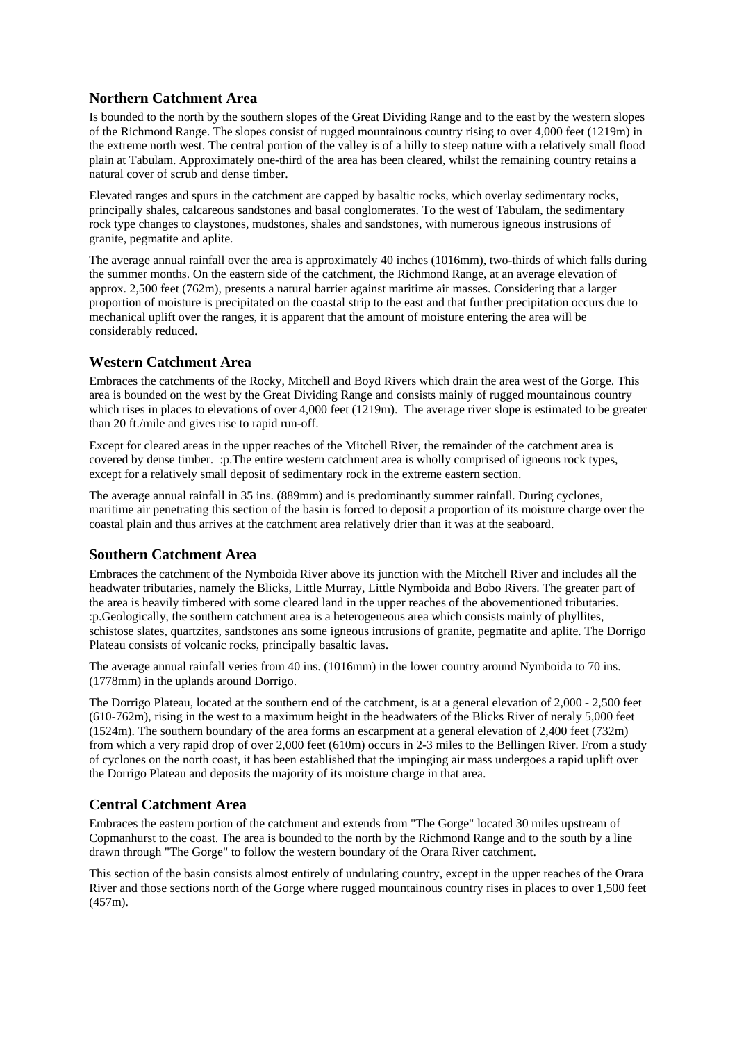## Northern Catchment Area

Is bounded to the north by the southern slopes of the Great Dividing Range and to the east by the western slopes of the Richmond Range. The slopes consist of rugged mountainous country rising to over 4,000 feet (1219m) in the extreme north west. The central portion of the valley is of a hilly to steep nature with a relatively small flood plain at Tabulam. Approximately one-third of the area has been cleared, whilst the remaining country retains a natural cover of scrub and dense timber.

Elevated ranges and spurs in the catchment are capped by basaltic rocks, which overlay sedimentary rocks, principally shales, calcareous sandstones and basal conglomerates. To the west of Tabulam, the sedimentary rock type changes to claystones, mudstones, shales and sandstones, with numerous igneous instrusions of granite, pegmatite and aplite.

The average annual rainfall over the area is approximately 40 inches (1016mm), two-thirds of which falls during the summer months. On the eastern side of the catchment, the Richmond Range, at an average elevation of approx. 2,500 feet (762m), presents a natural barrier against maritime air masses. Considering that a larger proportion of moisture is precipitated on the coastal strip to the east and that further precipitation occurs due to mechanical uplift over the ranges, it is apparent that the amount of moisture entering the area will be considerably reduced.

## Western Catchment Area

Embraces the catchments of the Rocky, Mitchell and Boyd Rivers which drain the area west of the Gorge. This area is bounded on the west by the Great Dividing Range and consists mainly of rugged mountainous country which rises in places to elevations of over 4,000 feet (1219m). The average river slope is estimated to be greater than 20 ft./mile and gives rise to rapid run-off.

Except for cleared areas in the upper reaches of the Mitchell River, the remainder of the catchment area is covered by dense timber. :p.The entire western catchment area is wholly comprised of igneous rock types, except for a relatively small deposit of sedimentary rock in the extreme eastern section.

The average annual rainfall in 35 ins. (889mm) and is predominantly summer rainfall. During cyclones, maritime air penetrating this section of the basin is forced to deposit a proportion of its moisture charge over the coastal plain and thus arrives at the catchment area relatively drier than it was at the seaboard.

## Southern Catchment Area

Embraces the catchment of the Nymboida River above its junction with the Mitchell River and includes all the headwater tributaries, namely the Blicks, Little Murray, Little Nymboida and Bobo Rivers. The greater part of the area is heavily timbered with some cleared land in the upper reaches of the abovementioned tributaries. :p.Geologically, the southern catchment area is a heterogeneous area which consists mainly of phyllites, schistose slates, quartzites, sandstones ans some igneous intrusions of granite, pegmatite and aplite. The Dorrigo Plateau consists of volcanic rocks, principally basaltic lavas.

The average annual rainfall veries from 40 ins. (1016mm) in the lower country around Nymboida to 70 ins. (1778mm) in the uplands around Dorrigo.

The Dorrigo Plateau, located at the southern end of the catchment, is at a general elevation of 2,000 - 2,500 feet (610-762m), rising in the west to a maximum height in the headwaters of the Blicks River of neraly 5,000 feet (1524m). The southern boundary of the area forms an escarpment at a general elevation of 2,400 feet (732m) from which a very rapid drop of over 2,000 feet (610m) occurs in 2-3 miles to the Bellingen River. From a study of cyclones on the north coast, it has been established that the impinging air mass undergoes a rapid uplift over the Dorrigo Plateau and deposits the majority of its moisture charge in that area.

## Central Catchment Area

Embraces the eastern portion of the catchment and extends from "The Gorge" located 30 miles upstream of Copmanhurst to the coast. The area is bounded to the north by the Richmond Range and to the south by a line drawn through "The Gorge" to follow the western boundary of the Orara River catchment.

This section of the basin consists almost entirely of undulating country, except in the upper reaches of the Orara River and those sections north of the Gorge where rugged mountainous country rises in places to over 1,500 feet (457m).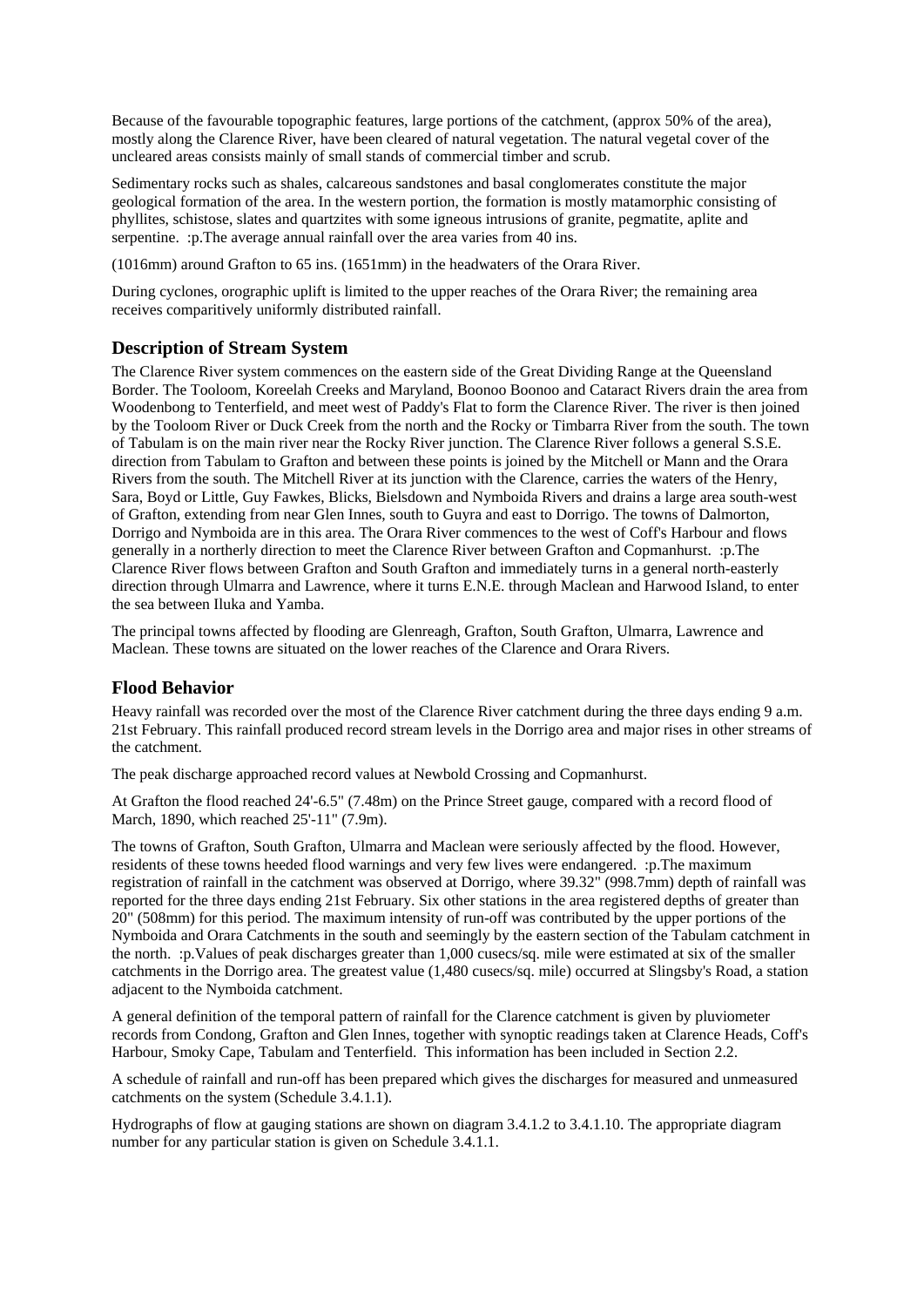Because of the favourable topographic features, large portions of the catchment, (approx 50% of the area), mostly along the Clarence River, have been cleared of natural vegetation. The natural vegetal cover of the uncleared areas consists mainly of small stands of commercial timber and scrub.

Sedimentary rocks such as shales, calcareous sandstones and basal conglomerates constitute the major geological formation of the area. In the western portion, the formation is mostly matamorphic consisting of phyllites, schistose, slates and quartzites with some igneous intrusions of granite, pegmatite, aplite and serpentine. :p.The average annual rainfall over the area varies from 40 ins.

(1016mm) around Grafton to 65 ins. (1651mm) in the headwaters of the Orara River.

During cyclones, orographic uplift is limited to the upper reaches of the Orara River; the remaining area receives comparitively uniformly distributed rainfall.

## Description of Stream System

The Clarence River system commences on the eastern side of the Great Dividing Range at the Queensland Border. The Tooloom, Koreelah Creeks and Maryland, Boonoo Boonoo and Cataract Rivers drain the area from Woodenbong to Tenterfield, and meet west of Paddy's Flat to form the Clarence River. The river is then joined by the Tooloom River or Duck Creek from the north and the Rocky or Timbarra River from the south. The town of Tabulam is on the main river near the Rocky River junction. The Clarence River follows a general S.S.E. direction from Tabulam to Grafton and between these points is joined by the Mitchell or Mann and the Orara Rivers from the south. The Mitchell River at its junction with the Clarence, carries the waters of the Henry, Sara, Boyd or Little, Guy Fawkes, Blicks, Bielsdown and Nymboida Rivers and drains a large area south-west of Grafton, extending from near Glen Innes, south to Guyra and east to Dorrigo. The towns of Dalmorton, Dorrigo and Nymboida are in this area. The Orara River commences to the west of Coff's Harbour and flows generally in a northerly direction to meet the Clarence River between Grafton and Copmanhurst. :p.The Clarence River flows between Grafton and South Grafton and immediately turns in a general north-easterly direction through Ulmarra and Lawrence, where it turns E.N.E. through Maclean and Harwood Island, to enter the sea between Iluka and Yamba.

The principal towns affected by flooding are Glenreagh, Grafton, South Grafton, Ulmarra, Lawrence and Maclean. These towns are situated on the lower reaches of the Clarence and Orara Rivers.

## Flood Behavior

Heavy rainfall was recorded over the most of the Clarence River catchment during the three days ending 9 a.m. 21st February. This rainfall produced record stream levels in the Dorrigo area and major rises in other streams of the catchment.

The peak discharge approached record values at Newbold Crossing and Copmanhurst.

At Grafton the flood reached 24'-6.5" (7.48m) on the Prince Street gauge, compared with a record flood of March, 1890, which reached 25'-11" (7.9m).

The towns of Grafton, South Grafton, Ulmarra and Maclean were seriously affected by the flood. However, residents of these towns heeded flood warnings and very few lives were endangered. :p.The maximum registration of rainfall in the catchment was observed at Dorrigo, where 39.32" (998.7mm) depth of rainfall was reported for the three days ending 21st February. Six other stations in the area registered depths of greater than 20" (508mm) for this period. The maximum intensity of run-off was contributed by the upper portions of the Nymboida and Orara Catchments in the south and seemingly by the eastern section of the Tabulam catchment in the north. :p.Values of peak discharges greater than 1,000 cusecs/sq. mile were estimated at six of the smaller catchments in the Dorrigo area. The greatest value (1,480 cusecs/sq. mile) occurred at Slingsby's Road, a station adjacent to the Nymboida catchment.

A general definition of the temporal pattern of rainfall for the Clarence catchment is given by pluviometer records from Condong, Grafton and Glen Innes, together with synoptic readings taken at Clarence Heads, Coff's Harbour, Smoky Cape, Tabulam and Tenterfield. This information has been included in Section 2.2.

A schedule of rainfall and run-off has been prepared which gives the discharges for measured and unmeasured catchments on the system (Schedule 3.4.1.1).

Hydrographs of flow at gauging stations are shown on diagram 3.4.1.2 to 3.4.1.10. The appropriate diagram number for any particular station is given on Schedule 3.4.1.1.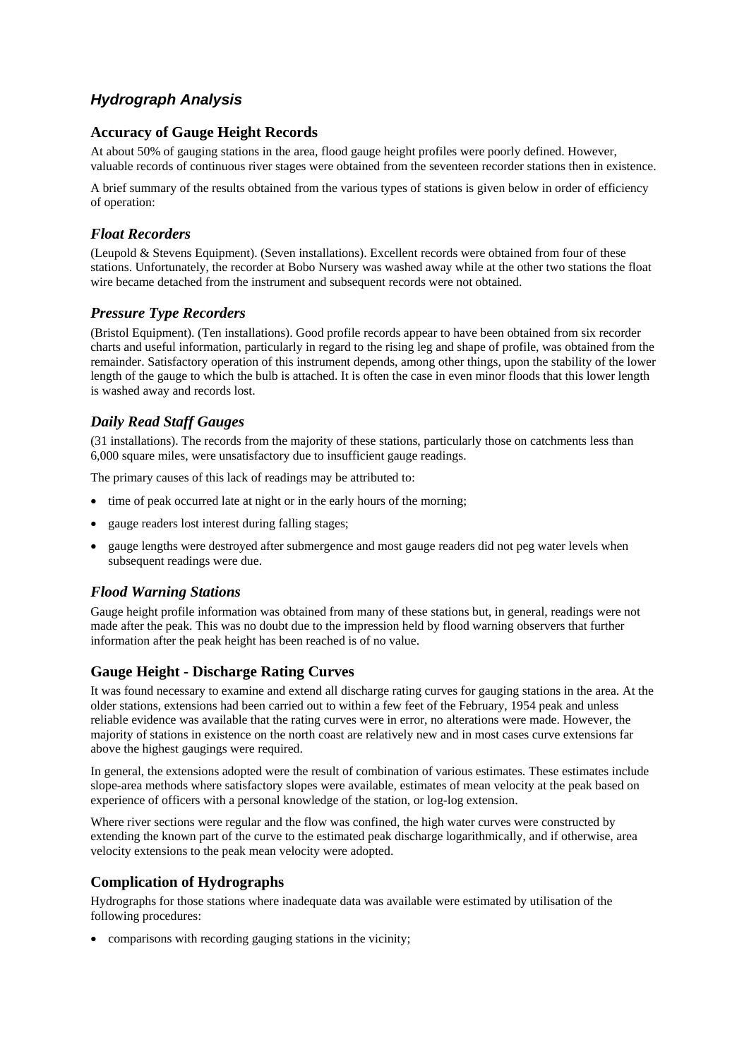## *Hydrograph Analysis*

### Accuracy of Gauge Height Records

At about 50% of gauging stations in the area, flood gauge height profiles were poorly defined. However, valuable records of continuous river stages were obtained from the seventeen recorder stations then in existence.

A brief summary of the results obtained from the various types of stations is given below in order of efficiency of operation:

### *Float Recorders*

(Leupold & Stevens Equipment). (Seven installations). Excellent records were obtained from four of these stations. Unfortunately, the recorder at Bobo Nursery was washed away while at the other two stations the float wire became detached from the instrument and subsequent records were not obtained.

### *Pressure Type Recorders*

(Bristol Equipment). (Ten installations). Good profile records appear to have been obtained from six recorder charts and useful information, particularly in regard to the rising leg and shape of profile, was obtained from the remainder. Satisfactory operation of this instrument depends, among other things, upon the stability of the lower length of the gauge to which the bulb is attached. It is often the case in even minor floods that this lower length is washed away and records lost.

### *Daily Read Staff Gauges*

(31 installations). The records from the majority of these stations, particularly those on catchments less than 6,000 square miles, were unsatisfactory due to insufficient gauge readings.

The primary causes of this lack of readings may be attributed to:

- time of peak occurred late at night or in the early hours of the morning;
- gauge readers lost interest during falling stages;
- gauge lengths were destroyed after submergence and most gauge readers did not peg water levels when subsequent readings were due.

### *Flood Warning Stations*

Gauge height profile information was obtained from many of these stations but, in general, readings were not made after the peak. This was no doubt due to the impression held by flood warning observers that further information after the peak height has been reached is of no value.

### Gauge Height - Discharge Rating Curves

It was found necessary to examine and extend all discharge rating curves for gauging stations in the area. At the older stations, extensions had been carried out to within a few feet of the February, 1954 peak and unless reliable evidence was available that the rating curves were in error, no alterations were made. However, the majority of stations in existence on the north coast are relatively new and in most cases curve extensions far above the highest gaugings were required.

In general, the extensions adopted were the result of combination of various estimates. These estimates include slope-area methods where satisfactory slopes were available, estimates of mean velocity at the peak based on experience of officers with a personal knowledge of the station, or log-log extension.

Where river sections were regular and the flow was confined, the high water curves were constructed by extending the known part of the curve to the estimated peak discharge logarithmically, and if otherwise, area velocity extensions to the peak mean velocity were adopted.

### Complication of Hydrographs

Hydrographs for those stations where inadequate data was available were estimated by utilisation of the following procedures:

- comparisons with recording gauging stations in the vicinity;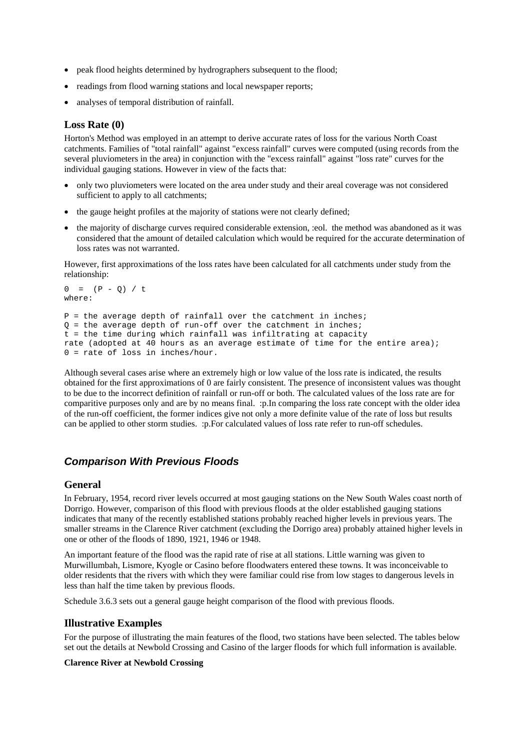- peak flood heights determined by hydrographers subsequent to the flood;
- readings from flood warning stations and local newspaper reports;
- analyses of temporal distribution of rainfall.

### Loss Rate (0)

Horton's Method was employed in an attempt to derive accurate rates of loss for the various North Coast catchments. Families of "total rainfall" against "excess rainfall" curves were computed (using records from the several pluviometers in the area) in conjunction with the "excess rainfall" against "loss rate" curves for the individual gauging stations. However in view of the facts that:

- only two pluviometers were located on the area under study and their areal coverage was not considered sufficient to apply to all catchments;
- the gauge height profiles at the majority of stations were not clearly defined;
- the majority of discharge curves required considerable extension, :eol. the method was abandoned as it was considered that the amount of detailed calculation which would be required for the accurate determination of loss rates was not warranted.

However, first approximations of the loss rates have been calculated for all catchments under study from the relationship:

```
0  =  (P - Q) / t
where:

P = the average depth of rainfall over the catchment in inches;
Q = the average depth of run-off over the catchment in inches;
t = the time during which rainfall was infiltrating at capacity
rate (adopted at 40 hours as an average estimate of time for the entire area);
0 = rate of loss in inches/hour.
```

Although several cases arise where an extremely high or low value of the loss rate is indicated, the results obtained for the first approximations of 0 are fairly consistent. The presence of inconsistent values was thought to be due to the incorrect definition of rainfall or run-off or both. The calculated values of the loss rate are for comparitive purposes only and are by no means final. :p.In comparing the loss rate concept with the older idea of the run-off coefficient, the former indices give not only a more definite value of the rate of loss but results can be applied to other storm studies. :p.For calculated values of loss rate refer to run-off schedules.

## *Comparison With Previous Floods*

### General

In February, 1954, record river levels occurred at most gauging stations on the New South Wales coast north of Dorrigo. However, comparison of this flood with previous floods at the older established gauging stations indicates that many of the recently established stations probably reached higher levels in previous years. The smaller streams in the Clarence River catchment (excluding the Dorrigo area) probably attained higher levels in one or other of the floods of 1890, 1921, 1946 or 1948.

An important feature of the flood was the rapid rate of rise at all stations. Little warning was given to Murwillumbah, Lismore, Kyogle or Casino before floodwaters entered these towns. It was inconceivable to older residents that the rivers with which they were familiar could rise from low stages to dangerous levels in less than half the time taken by previous floods.

Schedule 3.6.3 sets out a general gauge height comparison of the flood with previous floods.

### Illustrative Examples

For the purpose of illustrating the main features of the flood, two stations have been selected. The tables below set out the details at Newbold Crossing and Casino of the larger floods for which full information is available.

**Clarence River at Newbold Crossing**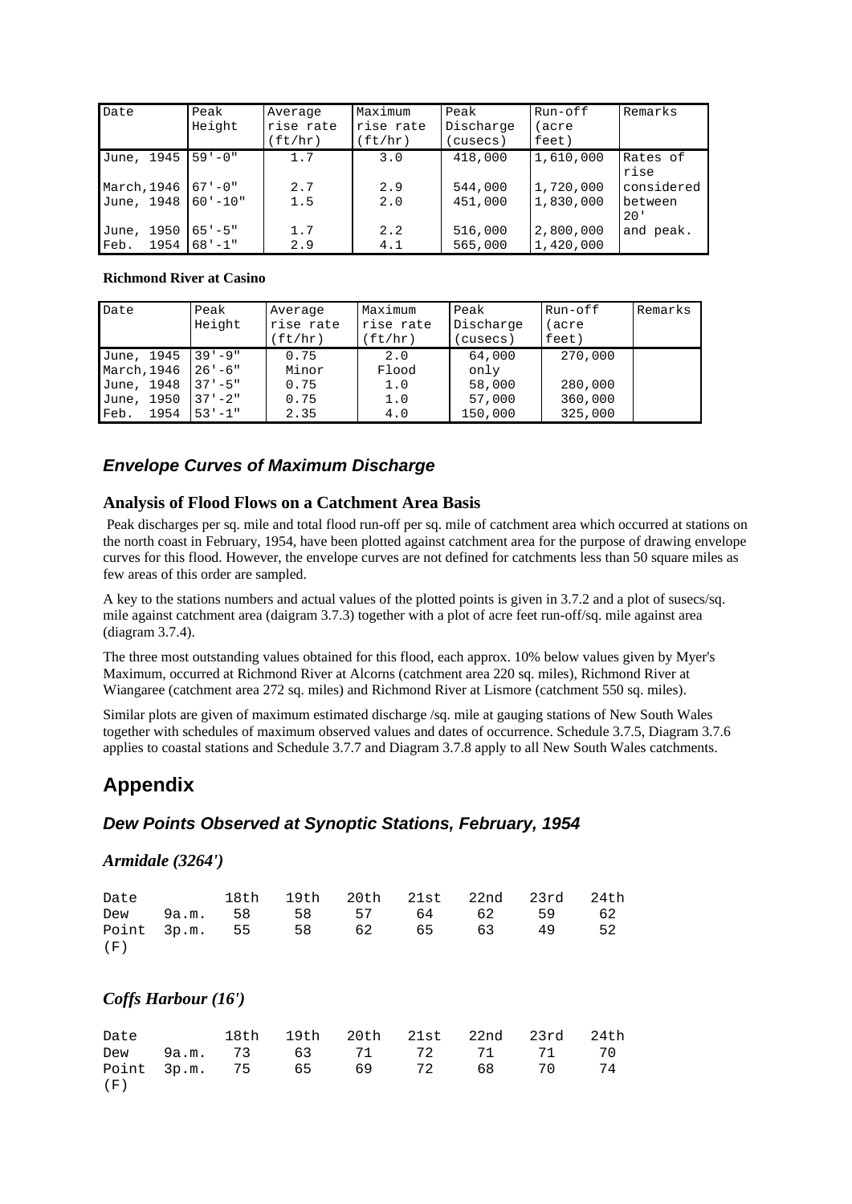| Date | Peak Height | Average rise rate (ft/hr) | Maximum rise rate (ft/hr) | Peak Discharge (cusecs) | Run-off (acre feet) | Remarks |
|---|---|---|---|---|---|---|
| June, 1945 | 59'-0" | 1.7 | 3.0 | 418,000 | 1,610,000 | Rates of rise |
| March,1946 | 67'-0" | 2.7 | 2.9 | 544,000 | 1,720,000 | considered |
| June, 1948 | 60'-10" | 1.5 | 2.0 | 451,000 | 1,830,000 | between 20' |
| June, 1950 | 65'-5" | 1.7 | 2.2 | 516,000 | 2,800,000 | and peak. |
| Feb. 1954 | 68'-1" | 2.9 | 4.1 | 565,000 | 1,420,000 | |

**Richmond River at Casino**

| Date | Peak Height | Average rise rate (ft/hr) | Maximum rise rate (ft/hr) | Peak Discharge (cusecs) | Run-off (acre feet) | Remarks |
|---|---|---|---|---|---|---|
| June, 1945 | 39'-9" | 0.75 | 2.0 | 64,000 | 270,000 | |
| March,1946 | 26'-6" | Minor | Flood | only | | |
| June, 1948 | 37'-5" | 0.75 | 1.0 | 58,000 | 280,000 | |
| June, 1950 | 37'-2" | 0.75 | 1.0 | 57,000 | 360,000 | |
| Feb. 1954 | 53'-1" | 2.35 | 4.0 | 150,000 | 325,000 | |

## *Envelope Curves of Maximum Discharge*

### Analysis of Flood Flows on a Catchment Area Basis

Peak discharges per sq. mile and total flood run-off per sq. mile of catchment area which occurred at stations on the north coast in February, 1954, have been plotted against catchment area for the purpose of drawing envelope curves for this flood. However, the envelope curves are not defined for catchments less than 50 square miles as few areas of this order are sampled.

A key to the stations numbers and actual values of the plotted points is given in 3.7.2 and a plot of susecs/sq. mile against catchment area (daigram 3.7.3) together with a plot of acre feet run-off/sq. mile against area (diagram 3.7.4).

The three most outstanding values obtained for this flood, each approx. 10% below values given by Myer's Maximum, occurred at Richmond River at Alcorns (catchment area 220 sq. miles), Richmond River at Wiangaree (catchment area 272 sq. miles) and Richmond River at Lismore (catchment 550 sq. miles).

Similar plots are given of maximum estimated discharge /sq. mile at gauging stations of New South Wales together with schedules of maximum observed values and dates of occurrence. Schedule 3.7.5, Diagram 3.7.6 applies to coastal stations and Schedule 3.7.7 and Diagram 3.7.8 apply to all New South Wales catchments.

# Appendix

## *Dew Points Observed at Synoptic Stations, February, 1954*

### *Armidale (3264')*

| Date | | 18th | 19th | 20th | 21st | 22nd | 23rd | 24th |
|---|---|---|---|---|---|---|---|---|
| Dew Point (F) | 9a.m. | 58 | 58 | 57 | 64 | 62 | 59 | 62 |
| | 3p.m. | 55 | 58 | 62 | 65 | 63 | 49 | 52 |

### *Coffs Harbour (16')*

| Date | | 18th | 19th | 20th | 21st | 22nd | 23rd | 24th |
|---|---|---|---|---|---|---|---|---|
| Dew Point (F) | 9a.m. | 73 | 63 | 71 | 72 | 71 | 71 | 70 |
| | 3p.m. | 75 | 65 | 69 | 72 | 68 | 70 | 74 |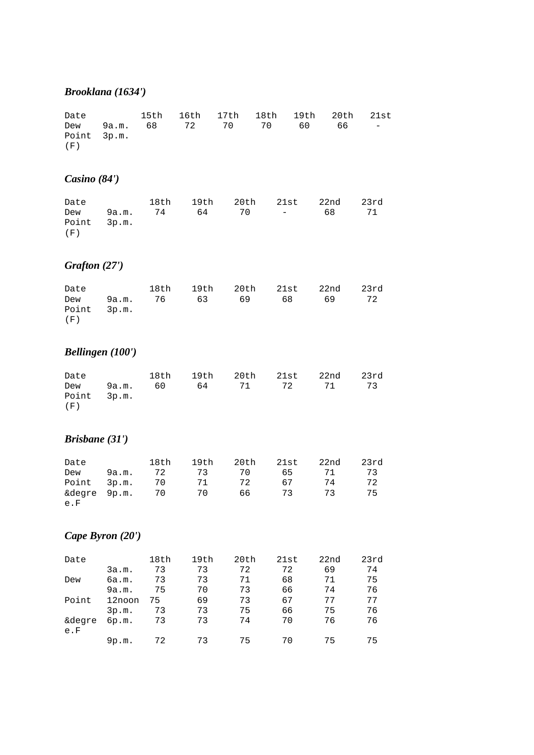### *Brooklana (1634')*

| Date | | 15th | 16th | 17th | 18th | 19th | 20th | 21st |
|---|---|---|---|---|---|---|---|---|
| Dew Point (F) | 9a.m. 3p.m. | 68 | 72 | 70 | 70 | 60 | 66 | - |

### *Casino (84')*

| Date | | 18th | 19th | 20th | 21st | 22nd | 23rd |
|---|---|---|---|---|---|---|---|
| Dew Point (F) | 9a.m. 3p.m. | 74 | 64 | 70 | - | 68 | 71 |

### *Grafton (27')*

| Date | | 18th | 19th | 20th | 21st | 22nd | 23rd |
|---|---|---|---|---|---|---|---|
| Dew Point (F) | 9a.m. 3p.m. | 76 | 63 | 69 | 68 | 69 | 72 |

### *Bellingen (100')*

| Date | | 18th | 19th | 20th | 21st | 22nd | 23rd |
|---|---|---|---|---|---|---|---|
| Dew Point (F) | 9a.m. 3p.m. | 60 | 64 | 71 | 72 | 71 | 73 |

### *Brisbane (31')*

| Date | | 18th | 19th | 20th | 21st | 22nd | 23rd |
|---|---|---|---|---|---|---|---|
| Dew | 9a.m. | 72 | 73 | 70 | 65 | 71 | 73 |
| Point | 3p.m. | 70 | 71 | 72 | 67 | 74 | 72 |
| &degree.F | 9p.m. | 70 | 70 | 66 | 73 | 73 | 75 |

### *Cape Byron (20')*

| Date | | 18th | 19th | 20th | 21st | 22nd | 23rd |
|---|---|---|---|---|---|---|---|
| | 3a.m. | 73 | 73 | 72 | 72 | 69 | 74 |
| Dew | 6a.m. | 73 | 73 | 71 | 68 | 71 | 75 |
| | 9a.m. | 75 | 70 | 73 | 66 | 74 | 76 |
| Point | 12noon | 75 | 69 | 73 | 67 | 77 | 77 |
| | 3p.m. | 73 | 73 | 75 | 66 | 75 | 76 |
| &degree.F | 6p.m. | 73 | 73 | 74 | 70 | 76 | 76 |
| | 9p.m. | 72 | 73 | 75 | 70 | 75 | 75 |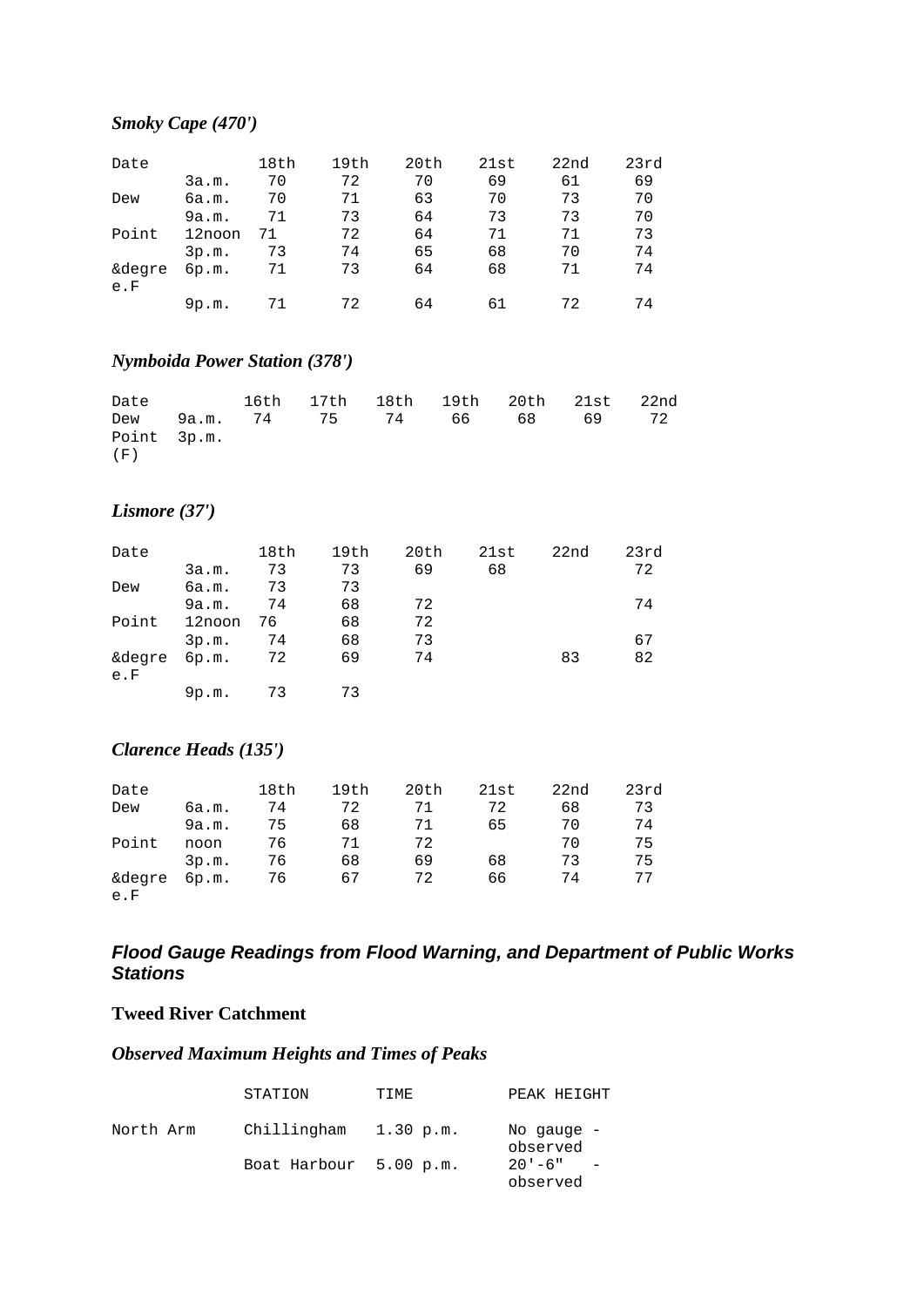### *Smoky Cape (470')*

| Date | | 18th | 19th | 20th | 21st | 22nd | 23rd |
|---|---|---|---|---|---|---|---|
| | 3a.m. | 70 | 72 | 70 | 69 | 61 | 69 |
| Dew | 6a.m. | 70 | 71 | 63 | 70 | 73 | 70 |
| | 9a.m. | 71 | 73 | 64 | 73 | 73 | 70 |
| Point | 12noon | 71 | 72 | 64 | 71 | 71 | 73 |
| | 3p.m. | 73 | 74 | 65 | 68 | 70 | 74 |
| &degree.F | 6p.m. | 71 | 73 | 64 | 68 | 71 | 74 |
| | 9p.m. | 71 | 72 | 64 | 61 | 72 | 74 |

### *Nymboida Power Station (378')*

| Date | | 16th | 17th | 18th | 19th | 20th | 21st | 22nd |
|---|---|---|---|---|---|---|---|---|
| Dew | 9a.m. | 74 | 75 | 74 | 66 | 68 | 69 | 72 |
| Point | 3p.m. | | | | | | | |
| (F) | | | | | | | | |

### *Lismore (37')*

| Date | | 18th | 19th | 20th | 21st | 22nd | 23rd |
|---|---|---|---|---|---|---|---|
| | 3a.m. | 73 | 73 | 69 | 68 | | 72 |
| Dew | 6a.m. | 73 | 73 | | | | |
| | 9a.m. | 74 | 68 | 72 | | | 74 |
| Point | 12noon | 76 | 68 | 72 | | | |
| | 3p.m. | 74 | 68 | 73 | | | 67 |
| &degree.F | 6p.m. | 72 | 69 | 74 | | 83 | 82 |
| | 9p.m. | 73 | 73 | | | | |

### *Clarence Heads (135')*

| Date | | 18th | 19th | 20th | 21st | 22nd | 23rd |
|---|---|---|---|---|---|---|---|
| Dew | 6a.m. | 74 | 72 | 71 | 72 | 68 | 73 |
| | 9a.m. | 75 | 68 | 71 | 65 | 70 | 74 |
| Point | noon | 76 | 71 | 72 | | 70 | 75 |
| | 3p.m. | 76 | 68 | 69 | 68 | 73 | 75 |
| &degree.F | 6p.m. | 76 | 67 | 72 | 66 | 74 | 77 |

## ***Flood Gauge Readings from Flood Warning, and Department of Public Works Stations***

### Tweed River Catchment

### *Observed Maximum Heights and Times of Peaks*

| | STATION | TIME | PEAK HEIGHT |
|---|---|---|---|
| North Arm | Chillingham | 1.30 p.m. | No gauge - observed |
| | Boat Harbour | 5.00 p.m. | 20'-6" - observed |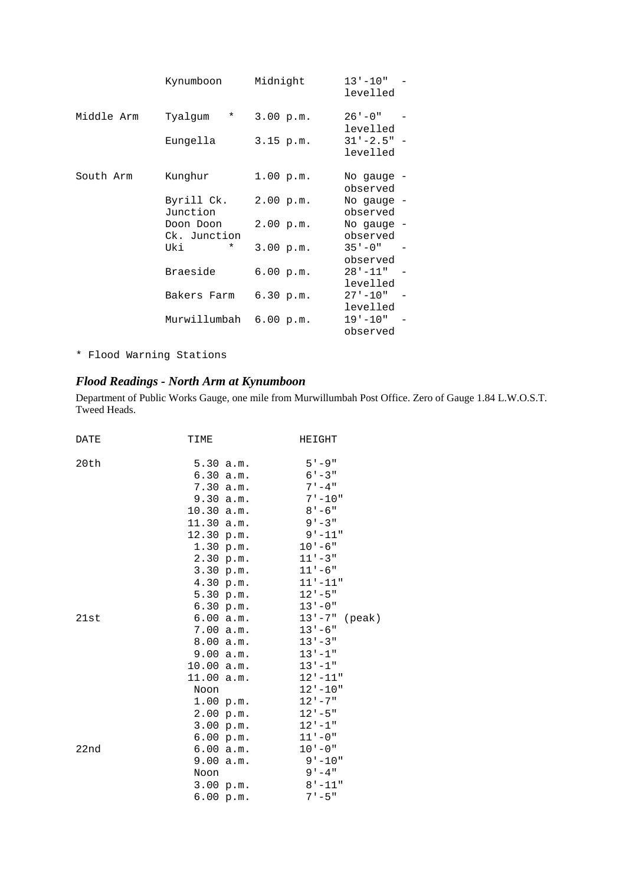| | | | |
|---|---|---|---|
| | Kynumboon | Midnight | 13'-10" - levelled |
| Middle Arm | Tyalgum * | 3.00 p.m. | 26'-0" - levelled |
| | Eungella | 3.15 p.m. | 31'-2.5" - levelled |
| South Arm | Kunghur | 1.00 p.m. | No gauge - observed |
| | Byrill Ck. Junction | 2.00 p.m. | No gauge - observed |
| | Doon Doon Ck. Junction | 2.00 p.m. | No gauge - observed |
| | Uki * | 3.00 p.m. | 35'-0" - observed |
| | Braeside | 6.00 p.m. | 28'-11" - levelled |
| | Bakers Farm | 6.30 p.m. | 27'-10" - levelled |
| | Murwillumbah | 6.00 p.m. | 19'-10" - observed |

* Flood Warning Stations

### *Flood Readings - North Arm at Kynumboon*

Department of Public Works Gauge, one mile from Murwillumbah Post Office. Zero of Gauge 1.84 L.W.O.S.T. Tweed Heads.

| DATE | TIME | HEIGHT |
|---|---|---|
| 20th | 5.30 a.m. | 5'-9" |
| | 6.30 a.m. | 6'-3" |
| | 7.30 a.m. | 7'-4" |
| | 9.30 a.m. | 7'-10" |
| | 10.30 a.m. | 8'-6" |
| | 11.30 a.m. | 9'-3" |
| | 12.30 p.m. | 9'-11" |
| | 1.30 p.m. | 10'-6" |
| | 2.30 p.m. | 11'-3" |
| | 3.30 p.m. | 11'-6" |
| | 4.30 p.m. | 11'-11" |
| | 5.30 p.m. | 12'-5" |
| | 6.30 p.m. | 13'-0" |
| 21st | 6.00 a.m. | 13'-7" (peak) |
| | 7.00 a.m. | 13'-6" |
| | 8.00 a.m. | 13'-3" |
| | 9.00 a.m. | 13'-1" |
| | 10.00 a.m. | 13'-1" |
| | 11.00 a.m. | 12'-11" |
| | Noon | 12'-10" |
| | 1.00 p.m. | 12'-7" |
| | 2.00 p.m. | 12'-5" |
| | 3.00 p.m. | 12'-1" |
| | 6.00 p.m. | 11'-0" |
| 22nd | 6.00 a.m. | 10'-0" |
| | 9.00 a.m. | 9'-10" |
| | Noon | 9'-4" |
| | 3.00 p.m. | 8'-11" |
| | 6.00 p.m. | 7'-5" |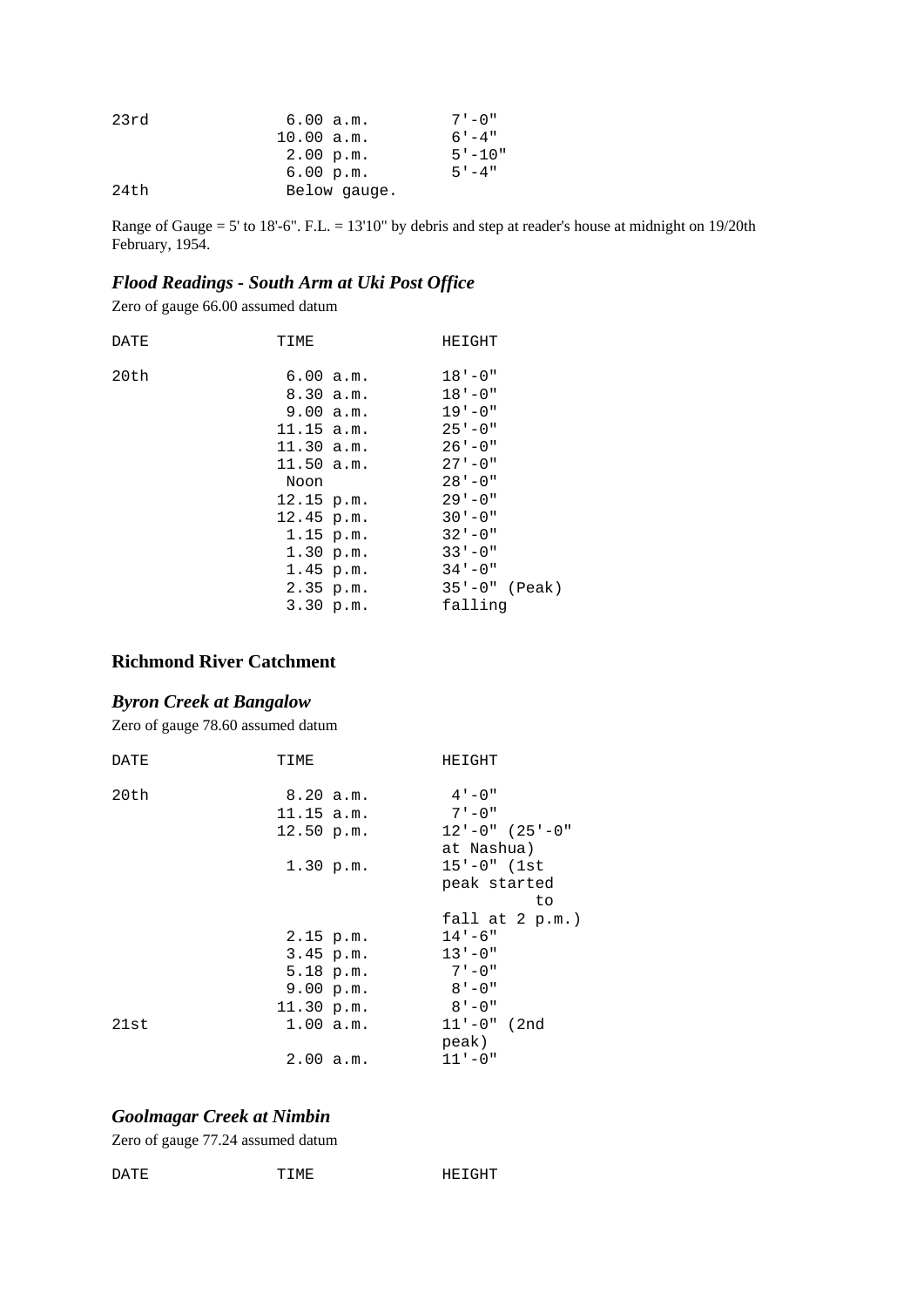| | | |
|---|---|---|
| 23rd | 6.00 a.m. | 7'-0" |
| | 10.00 a.m. | 6'-4" |
| | 2.00 p.m. | 5'-10" |
| | 6.00 p.m. | 5'-4" |
| 24th | Below gauge. | |

Range of Gauge = 5' to 18'-6". F.L. = 13'10" by debris and step at reader's house at midnight on 19/20th February, 1954.

### *Flood Readings - South Arm at Uki Post Office*

Zero of gauge 66.00 assumed datum

| DATE | TIME | HEIGHT |
|---|---|---|
| 20th | 6.00 a.m. | 18'-0" |
| | 8.30 a.m. | 18'-0" |
| | 9.00 a.m. | 19'-0" |
| | 11.15 a.m. | 25'-0" |
| | 11.30 a.m. | 26'-0" |
| | 11.50 a.m. | 27'-0" |
| | Noon | 28'-0" |
| | 12.15 p.m. | 29'-0" |
| | 12.45 p.m. | 30'-0" |
| | 1.15 p.m. | 32'-0" |
| | 1.30 p.m. | 33'-0" |
| | 1.45 p.m. | 34'-0" |
| | 2.35 p.m. | 35'-0" (Peak) |
| | 3.30 p.m. | falling |

## Richmond River Catchment

### *Byron Creek at Bangalow*

Zero of gauge 78.60 assumed datum

| DATE | TIME | HEIGHT |
|---|---|---|
| 20th | 8.20 a.m. | 4'-0" |
| | 11.15 a.m. | 7'-0" |
| | 12.50 p.m. | 12'-0" (25'-0" at Nashua) |
| | 1.30 p.m. | 15'-0" (1st peak started to fall at 2 p.m.) |
| | 2.15 p.m. | 14'-6" |
| | 3.45 p.m. | 13'-0" |
| | 5.18 p.m. | 7'-0" |
| | 9.00 p.m. | 8'-0" |
| | 11.30 p.m. | 8'-0" |
| 21st | 1.00 a.m. | 11'-0" (2nd peak) |
| | 2.00 a.m. | 11'-0" |

### *Goolmagar Creek at Nimbin*

Zero of gauge 77.24 assumed datum

| DATE | TIME | HEIGHT |
|---|---|---|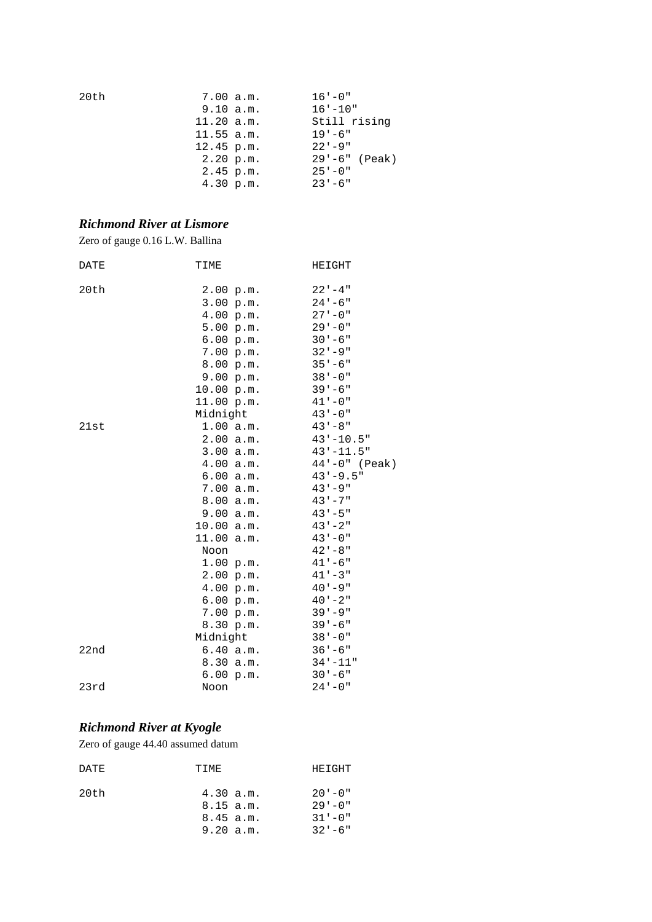| | | |
|---|---|---|
| 20th | 7.00 a.m. | 16'-0" |
| | 9.10 a.m. | 16'-10" |
| | 11.20 a.m. | Still rising |
| | 11.55 a.m. | 19'-6" |
| | 12.45 p.m. | 22'-9" |
| | 2.20 p.m. | 29'-6" (Peak) |
| | 2.45 p.m. | 25'-0" |
| | 4.30 p.m. | 23'-6" |

### *Richmond River at Lismore*

Zero of gauge 0.16 L.W. Ballina

| DATE | TIME | HEIGHT |
|---|---|---|
| 20th | 2.00 p.m. | 22'-4" |
| | 3.00 p.m. | 24'-6" |
| | 4.00 p.m. | 27'-0" |
| | 5.00 p.m. | 29'-0" |
| | 6.00 p.m. | 30'-6" |
| | 7.00 p.m. | 32'-9" |
| | 8.00 p.m. | 35'-6" |
| | 9.00 p.m. | 38'-0" |
| | 10.00 p.m. | 39'-6" |
| | 11.00 p.m. | 41'-0" |
| | Midnight | 43'-0" |
| 21st | 1.00 a.m. | 43'-8" |
| | 2.00 a.m. | 43'-10.5" |
| | 3.00 a.m. | 43'-11.5" |
| | 4.00 a.m. | 44'-0" (Peak) |
| | 6.00 a.m. | 43'-9.5" |
| | 7.00 a.m. | 43'-9" |
| | 8.00 a.m. | 43'-7" |
| | 9.00 a.m. | 43'-5" |
| | 10.00 a.m. | 43'-2" |
| | 11.00 a.m. | 43'-0" |
| | Noon | 42'-8" |
| | 1.00 p.m. | 41'-6" |
| | 2.00 p.m. | 41'-3" |
| | 4.00 p.m. | 40'-9" |
| | 6.00 p.m. | 40'-2" |
| | 7.00 p.m. | 39'-9" |
| | 8.30 p.m. | 39'-6" |
| | Midnight | 38'-0" |
| 22nd | 6.40 a.m. | 36'-6" |
| | 8.30 a.m. | 34'-11" |
| | 6.00 p.m. | 30'-6" |
| 23rd | Noon | 24'-0" |

### *Richmond River at Kyogle*

Zero of gauge 44.40 assumed datum

| DATE | TIME | HEIGHT |
|---|---|---|
| 20th | 4.30 a.m. | 20'-0" |
| | 8.15 a.m. | 29'-0" |
| | 8.45 a.m. | 31'-0" |
| | 9.20 a.m. | 32'-6" |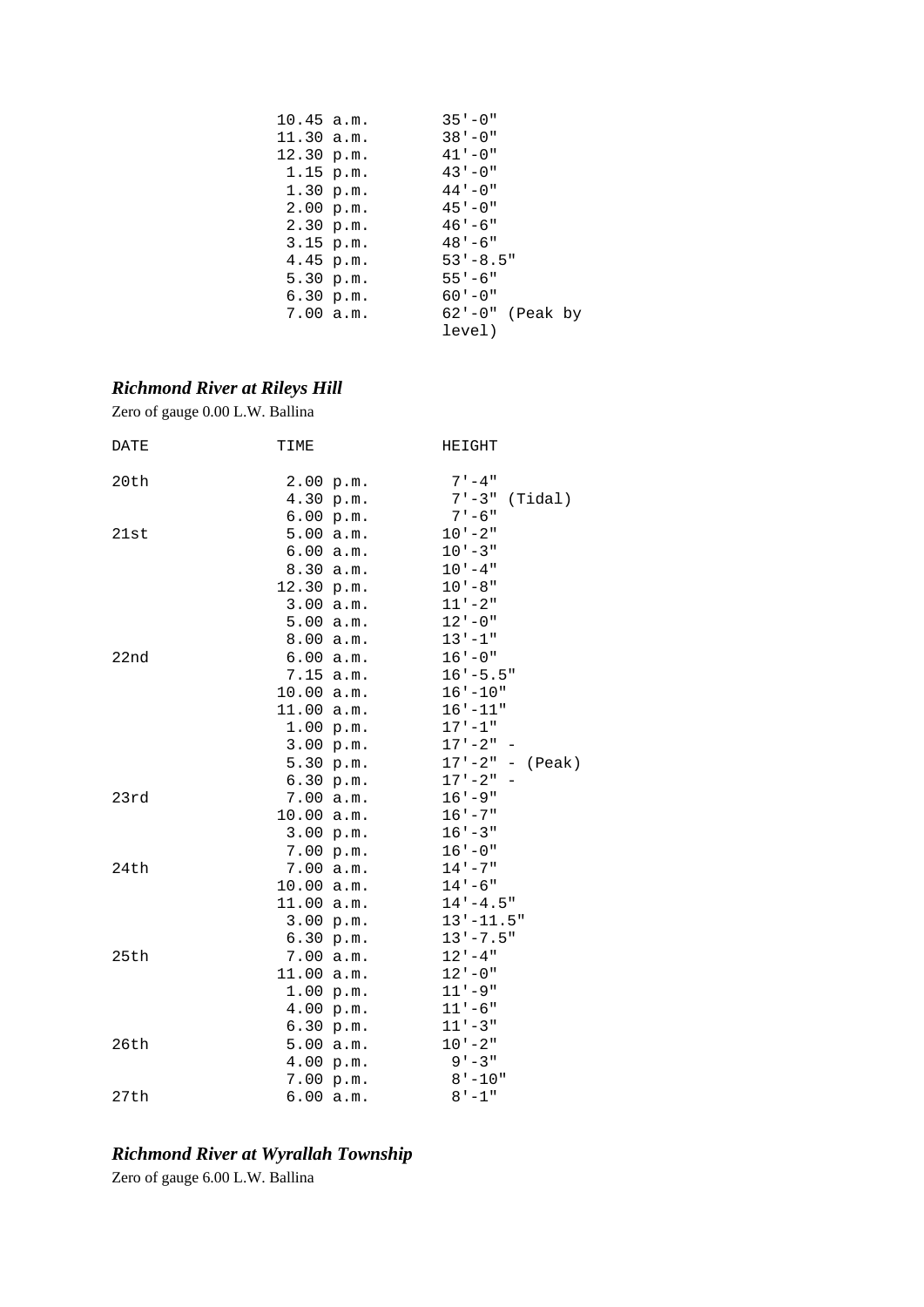| | TIME | HEIGHT |
|---|---|---|
| | 10.45 a.m. | 35'-0" |
| | 11.30 a.m. | 38'-0" |
| | 12.30 p.m. | 41'-0" |
| | 1.15 p.m. | 43'-0" |
| | 1.30 p.m. | 44'-0" |
| | 2.00 p.m. | 45'-0" |
| | 2.30 p.m. | 46'-6" |
| | 3.15 p.m. | 48'-6" |
| | 4.45 p.m. | 53'-8.5" |
| | 5.30 p.m. | 55'-6" |
| | 6.30 p.m. | 60'-0" |
| | 7.00 a.m. | 62'-0" (Peak by level) |

### *Richmond River at Rileys Hill*

Zero of gauge 0.00 L.W. Ballina

| DATE | TIME | HEIGHT |
|---|---|---|
| 20th | 2.00 p.m. | 7'-4" |
| | 4.30 p.m. | 7'-3" (Tidal) |
| | 6.00 p.m. | 7'-6" |
| 21st | 5.00 a.m. | 10'-2" |
| | 6.00 a.m. | 10'-3" |
| | 8.30 a.m. | 10'-4" |
| | 12.30 p.m. | 10'-8" |
| | 3.00 a.m. | 11'-2" |
| | 5.00 a.m. | 12'-0" |
| | 8.00 a.m. | 13'-1" |
| 22nd | 6.00 a.m. | 16'-0" |
| | 7.15 a.m. | 16'-5.5" |
| | 10.00 a.m. | 16'-10" |
| | 11.00 a.m. | 16'-11" |
| | 1.00 p.m. | 17'-1" |
| | 3.00 p.m. | 17'-2" - |
| | 5.30 p.m. | 17'-2" - (Peak) |
| | 6.30 p.m. | 17'-2" - |
| 23rd | 7.00 a.m. | 16'-9" |
| | 10.00 a.m. | 16'-7" |
| | 3.00 p.m. | 16'-3" |
| | 7.00 p.m. | 16'-0" |
| 24th | 7.00 a.m. | 14'-7" |
| | 10.00 a.m. | 14'-6" |
| | 11.00 a.m. | 14'-4.5" |
| | 3.00 p.m. | 13'-11.5" |
| | 6.30 p.m. | 13'-7.5" |
| 25th | 7.00 a.m. | 12'-4" |
| | 11.00 a.m. | 12'-0" |
| | 1.00 p.m. | 11'-9" |
| | 4.00 p.m. | 11'-6" |
| | 6.30 p.m. | 11'-3" |
| 26th | 5.00 a.m. | 10'-2" |
| | 4.00 p.m. | 9'-3" |
| | 7.00 p.m. | 8'-10" |
| 27th | 6.00 a.m. | 8'-1" |

### *Richmond River at Wyrallah Township*

Zero of gauge 6.00 L.W. Ballina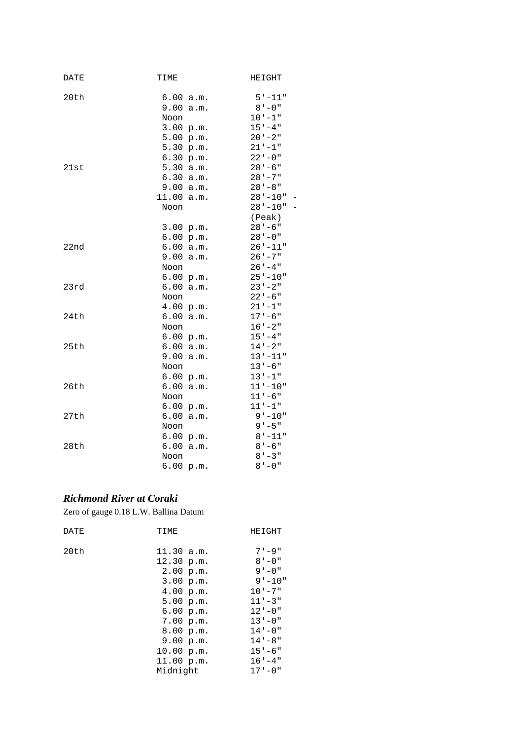| DATE | TIME | HEIGHT |
|---|---|---|
| 20th | 6.00 a.m. | 5'-11" |
| | 9.00 a.m. | 8'-0" |
| | Noon | 10'-1" |
| | 3.00 p.m. | 15'-4" |
| | 5.00 p.m. | 20'-2" |
| | 5.30 p.m. | 21'-1" |
| | 6.30 p.m. | 22'-0" |
| 21st | 5.30 a.m. | 28'-6" |
| | 6.30 a.m. | 28'-7" |
| | 9.00 a.m. | 28'-8" |
| | 11.00 a.m. | 28'-10" - |
| | Noon | 28'-10" - (Peak) |
| | 3.00 p.m. | 28'-6" |
| | 6.00 p.m. | 28'-0" |
| 22nd | 6.00 a.m. | 26'-11" |
| | 9.00 a.m. | 26'-7" |
| | Noon | 26'-4" |
| | 6.00 p.m. | 25'-10" |
| 23rd | 6.00 a.m. | 23'-2" |
| | Noon | 22'-6" |
| | 4.00 p.m. | 21'-1" |
| 24th | 6.00 a.m. | 17'-6" |
| | Noon | 16'-2" |
| | 6.00 p.m. | 15'-4" |
| 25th | 6.00 a.m. | 14'-2" |
| | 9.00 a.m. | 13'-11" |
| | Noon | 13'-6" |
| | 6.00 p.m. | 13'-1" |
| 26th | 6.00 a.m. | 11'-10" |
| | Noon | 11'-6" |
| | 6.00 p.m. | 11'-1" |
| 27th | 6.00 a.m. | 9'-10" |
| | Noon | 9'-5" |
| | 6.00 p.m. | 8'-11" |
| 28th | 6.00 a.m. | 8'-6" |
| | Noon | 8'-3" |
| | 6.00 p.m. | 8'-0" |

### *Richmond River at Coraki*

Zero of gauge 0.18 L.W. Ballina Datum

| DATE | TIME | HEIGHT |
|---|---|---|
| 20th | 11.30 a.m. | 7'-9" |
| | 12.30 p.m. | 8'-0" |
| | 2.00 p.m. | 9'-0" |
| | 3.00 p.m. | 9'-10" |
| | 4.00 p.m. | 10'-7" |
| | 5.00 p.m. | 11'-3" |
| | 6.00 p.m. | 12'-0" |
| | 7.00 p.m. | 13'-0" |
| | 8.00 p.m. | 14'-0" |
| | 9.00 p.m. | 14'-8" |
| | 10.00 p.m. | 15'-6" |
| | 11.00 p.m. | 16'-4" |
| | Midnight | 17'-0" |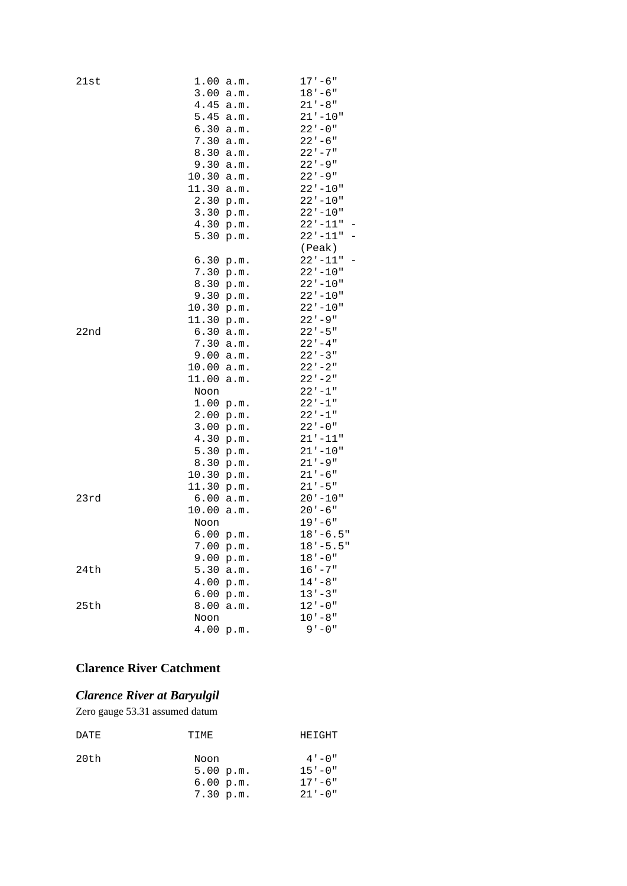| | | |
|---|---|---|
| 21st | 1.00 a.m. | 17'-6" |
| | 3.00 a.m. | 18'-6" |
| | 4.45 a.m. | 21'-8" |
| | 5.45 a.m. | 21'-10" |
| | 6.30 a.m. | 22'-0" |
| | 7.30 a.m. | 22'-6" |
| | 8.30 a.m. | 22'-7" |
| | 9.30 a.m. | 22'-9" |
| | 10.30 a.m. | 22'-9" |
| | 11.30 a.m. | 22'-10" |
| | 2.30 p.m. | 22'-10" |
| | 3.30 p.m. | 22'-10" |
| | 4.30 p.m. | 22'-11" - |
| | 5.30 p.m. | 22'-11" - (Peak) |
| | 6.30 p.m. | 22'-11" - |
| | 7.30 p.m. | 22'-10" |
| | 8.30 p.m. | 22'-10" |
| | 9.30 p.m. | 22'-10" |
| | 10.30 p.m. | 22'-10" |
| | 11.30 p.m. | 22'-9" |
| 22nd | 6.30 a.m. | 22'-5" |
| | 7.30 a.m. | 22'-4" |
| | 9.00 a.m. | 22'-3" |
| | 10.00 a.m. | 22'-2" |
| | 11.00 a.m. | 22'-2" |
| | Noon | 22'-1" |
| | 1.00 p.m. | 22'-1" |
| | 2.00 p.m. | 22'-1" |
| | 3.00 p.m. | 22'-0" |
| | 4.30 p.m. | 21'-11" |
| | 5.30 p.m. | 21'-10" |
| | 8.30 p.m. | 21'-9" |
| | 10.30 p.m. | 21'-6" |
| | 11.30 p.m. | 21'-5" |
| 23rd | 6.00 a.m. | 20'-10" |
| | 10.00 a.m. | 20'-6" |
| | Noon | 19'-6" |
| | 6.00 p.m. | 18'-6.5" |
| | 7.00 p.m. | 18'-5.5" |
| | 9.00 p.m. | 18'-0" |
| 24th | 5.30 a.m. | 16'-7" |
| | 4.00 p.m. | 14'-8" |
| | 6.00 p.m. | 13'-3" |
| 25th | 8.00 a.m. | 12'-0" |
| | Noon | 10'-8" |
| | 4.00 p.m. | 9'-0" |

## Clarence River Catchment

### *Clarence River at Baryulgil*

Zero gauge 53.31 assumed datum

| DATE | TIME | HEIGHT |
|---|---|---|
| 20th | Noon | 4'-0" |
| | 5.00 p.m. | 15'-0" |
| | 6.00 p.m. | 17'-6" |
| | 7.30 p.m. | 21'-0" |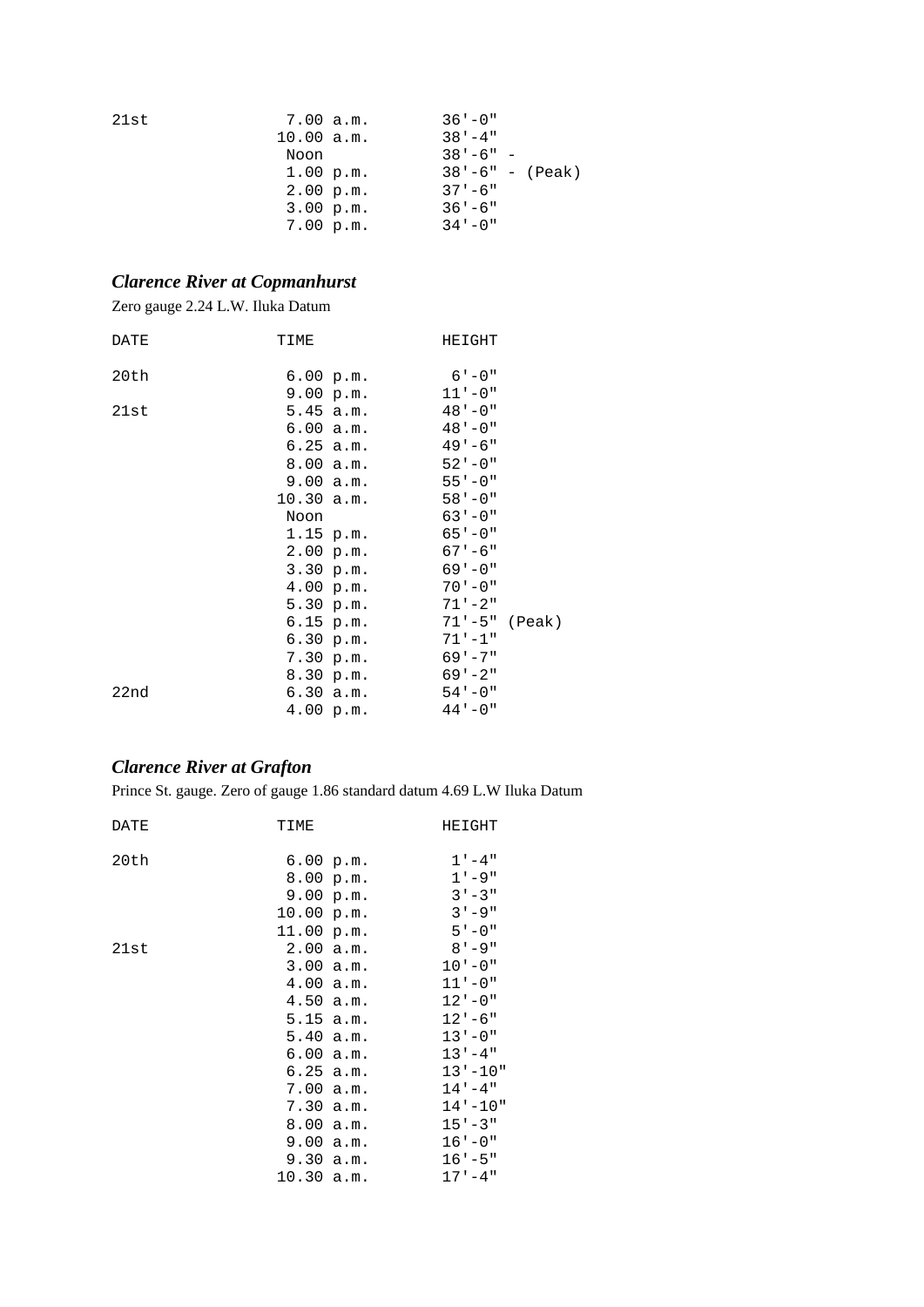| DATE | TIME | HEIGHT |
|---|---|---|
| 21st | 7.00 a.m. | 36'-0" |
| | 10.00 a.m. | 38'-4" |
| | Noon | 38'-6" - |
| | 1.00 p.m. | 38'-6" - (Peak) |
| | 2.00 p.m. | 37'-6" |
| | 3.00 p.m. | 36'-6" |
| | 7.00 p.m. | 34'-0" |

### *Clarence River at Copmanhurst*

Zero gauge 2.24 L.W. Iluka Datum

| DATE | TIME | HEIGHT |
|---|---|---|
| 20th | 6.00 p.m. | 6'-0" |
| | 9.00 p.m. | 11'-0" |
| 21st | 5.45 a.m. | 48'-0" |
| | 6.00 a.m. | 48'-0" |
| | 6.25 a.m. | 49'-6" |
| | 8.00 a.m. | 52'-0" |
| | 9.00 a.m. | 55'-0" |
| | 10.30 a.m. | 58'-0" |
| | Noon | 63'-0" |
| | 1.15 p.m. | 65'-0" |
| | 2.00 p.m. | 67'-6" |
| | 3.30 p.m. | 69'-0" |
| | 4.00 p.m. | 70'-0" |
| | 5.30 p.m. | 71'-2" |
| | 6.15 p.m. | 71'-5" (Peak) |
| | 6.30 p.m. | 71'-1" |
| | 7.30 p.m. | 69'-7" |
| | 8.30 p.m. | 69'-2" |
| 22nd | 6.30 a.m. | 54'-0" |
| | 4.00 p.m. | 44'-0" |

### *Clarence River at Grafton*

Prince St. gauge. Zero of gauge 1.86 standard datum 4.69 L.W Iluka Datum

| DATE | TIME | HEIGHT |
|---|---|---|
| 20th | 6.00 p.m. | 1'-4" |
| | 8.00 p.m. | 1'-9" |
| | 9.00 p.m. | 3'-3" |
| | 10.00 p.m. | 3'-9" |
| | 11.00 p.m. | 5'-0" |
| 21st | 2.00 a.m. | 8'-9" |
| | 3.00 a.m. | 10'-0" |
| | 4.00 a.m. | 11'-0" |
| | 4.50 a.m. | 12'-0" |
| | 5.15 a.m. | 12'-6" |
| | 5.40 a.m. | 13'-0" |
| | 6.00 a.m. | 13'-4" |
| | 6.25 a.m. | 13'-10" |
| | 7.00 a.m. | 14'-4" |
| | 7.30 a.m. | 14'-10" |
| | 8.00 a.m. | 15'-3" |
| | 9.00 a.m. | 16'-0" |
| | 9.30 a.m. | 16'-5" |
| | 10.30 a.m. | 17'-4" |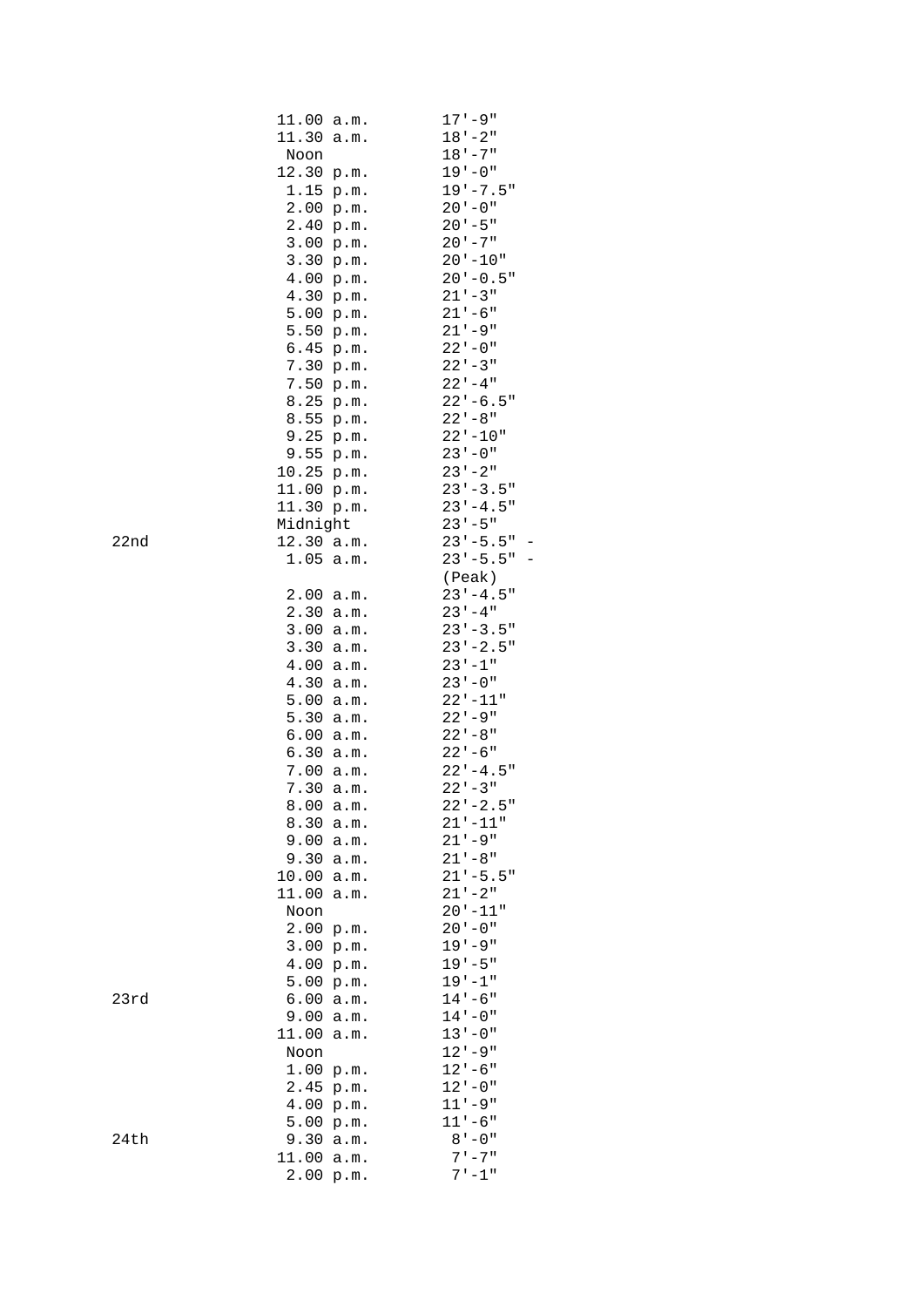| | | |
|---|---|---|
| | 11.00 a.m. | 17'-9" |
| | 11.30 a.m. | 18'-2" |
| | Noon | 18'-7" |
| | 12.30 p.m. | 19'-0" |
| | 1.15 p.m. | 19'-7.5" |
| | 2.00 p.m. | 20'-0" |
| | 2.40 p.m. | 20'-5" |
| | 3.00 p.m. | 20'-7" |
| | 3.30 p.m. | 20'-10" |
| | 4.00 p.m. | 20'-0.5" |
| | 4.30 p.m. | 21'-3" |
| | 5.00 p.m. | 21'-6" |
| | 5.50 p.m. | 21'-9" |
| | 6.45 p.m. | 22'-0" |
| | 7.30 p.m. | 22'-3" |
| | 7.50 p.m. | 22'-4" |
| | 8.25 p.m. | 22'-6.5" |
| | 8.55 p.m. | 22'-8" |
| | 9.25 p.m. | 22'-10" |
| | 9.55 p.m. | 23'-0" |
| | 10.25 p.m. | 23'-2" |
| | 11.00 p.m. | 23'-3.5" |
| | 11.30 p.m. | 23'-4.5" |
| | Midnight | 23'-5" |
| 22nd | 12.30 a.m. | 23'-5.5" - |
| | 1.05 a.m. | 23'-5.5" - (Peak) |
| | 2.00 a.m. | 23'-4.5" |
| | 2.30 a.m. | 23'-4" |
| | 3.00 a.m. | 23'-3.5" |
| | 3.30 a.m. | 23'-2.5" |
| | 4.00 a.m. | 23'-1" |
| | 4.30 a.m. | 23'-0" |
| | 5.00 a.m. | 22'-11" |
| | 5.30 a.m. | 22'-9" |
| | 6.00 a.m. | 22'-8" |
| | 6.30 a.m. | 22'-6" |
| | 7.00 a.m. | 22'-4.5" |
| | 7.30 a.m. | 22'-3" |
| | 8.00 a.m. | 22'-2.5" |
| | 8.30 a.m. | 21'-11" |
| | 9.00 a.m. | 21'-9" |
| | 9.30 a.m. | 21'-8" |
| | 10.00 a.m. | 21'-5.5" |
| | 11.00 a.m. | 21'-2" |
| | Noon | 20'-11" |
| | 2.00 p.m. | 20'-0" |
| | 3.00 p.m. | 19'-9" |
| | 4.00 p.m. | 19'-5" |
| | 5.00 p.m. | 19'-1" |
| 23rd | 6.00 a.m. | 14'-6" |
| | 9.00 a.m. | 14'-0" |
| | 11.00 a.m. | 13'-0" |
| | Noon | 12'-9" |
| | 1.00 p.m. | 12'-6" |
| | 2.45 p.m. | 12'-0" |
| | 4.00 p.m. | 11'-9" |
| | 5.00 p.m. | 11'-6" |
| 24th | 9.30 a.m. | 8'-0" |
| | 11.00 a.m. | 7'-7" |
| | 2.00 p.m. | 7'-1" |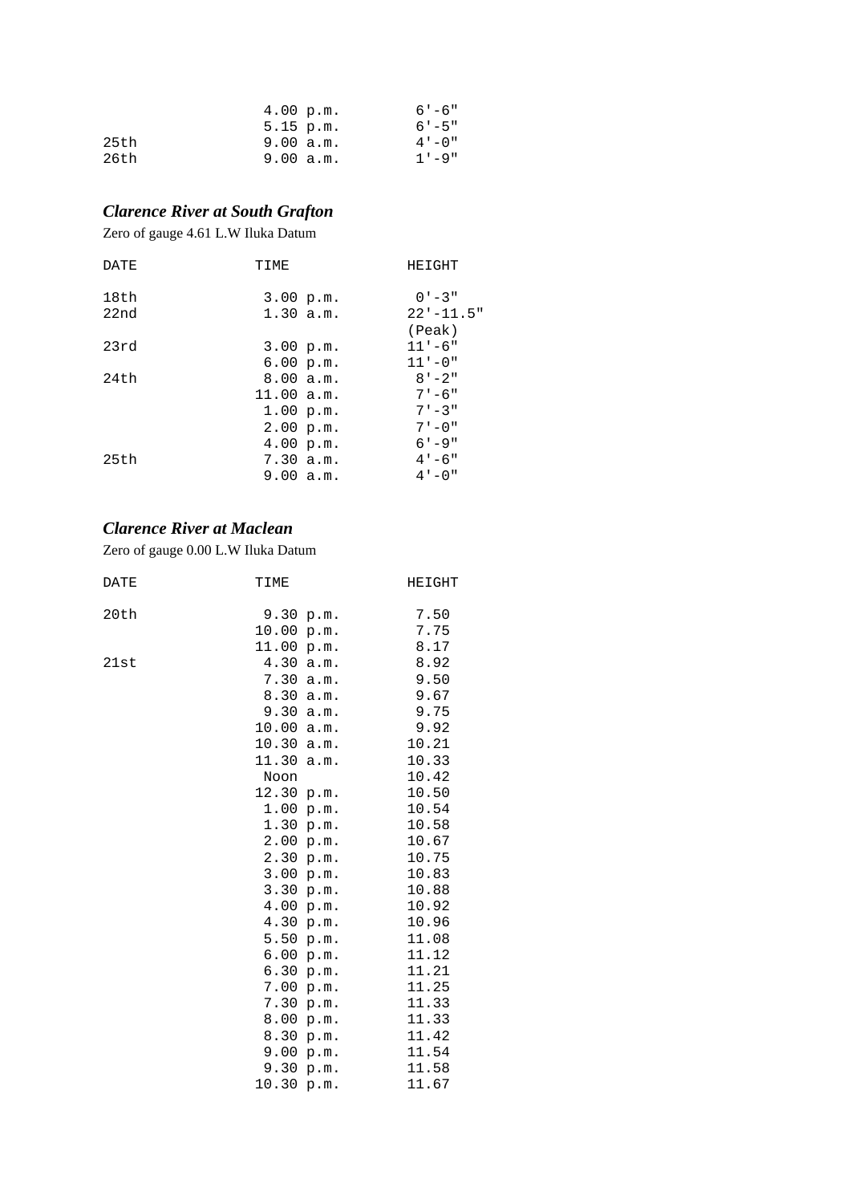| | | |
|---|---|---|
| | 4.00 p.m. | 6'-6" |
| | 5.15 p.m. | 6'-5" |
| 25th | 9.00 a.m. | 4'-0" |
| 26th | 9.00 a.m. | 1'-9" |

### *Clarence River at South Grafton*

Zero of gauge 4.61 L.W Iluka Datum

| DATE | TIME | HEIGHT |
|---|---|---|
| 18th | 3.00 p.m. | 0'-3" |
| 22nd | 1.30 a.m. | 22'-11.5" (Peak) |
| 23rd | 3.00 p.m. | 11'-6" |
| | 6.00 p.m. | 11'-0" |
| 24th | 8.00 a.m. | 8'-2" |
| | 11.00 a.m. | 7'-6" |
| | 1.00 p.m. | 7'-3" |
| | 2.00 p.m. | 7'-0" |
| | 4.00 p.m. | 6'-9" |
| 25th | 7.30 a.m. | 4'-6" |
| | 9.00 a.m. | 4'-0" |

### *Clarence River at Maclean*

Zero of gauge 0.00 L.W Iluka Datum

| DATE | TIME | HEIGHT |
|---|---|---|
| 20th | 9.30 p.m. | 7.50 |
| | 10.00 p.m. | 7.75 |
| | 11.00 p.m. | 8.17 |
| 21st | 4.30 a.m. | 8.92 |
| | 7.30 a.m. | 9.50 |
| | 8.30 a.m. | 9.67 |
| | 9.30 a.m. | 9.75 |
| | 10.00 a.m. | 9.92 |
| | 10.30 a.m. | 10.21 |
| | 11.30 a.m. | 10.33 |
| | Noon | 10.42 |
| | 12.30 p.m. | 10.50 |
| | 1.00 p.m. | 10.54 |
| | 1.30 p.m. | 10.58 |
| | 2.00 p.m. | 10.67 |
| | 2.30 p.m. | 10.75 |
| | 3.00 p.m. | 10.83 |
| | 3.30 p.m. | 10.88 |
| | 4.00 p.m. | 10.92 |
| | 4.30 p.m. | 10.96 |
| | 5.50 p.m. | 11.08 |
| | 6.00 p.m. | 11.12 |
| | 6.30 p.m. | 11.21 |
| | 7.00 p.m. | 11.25 |
| | 7.30 p.m. | 11.33 |
| | 8.00 p.m. | 11.33 |
| | 8.30 p.m. | 11.42 |
| | 9.00 p.m. | 11.54 |
| | 9.30 p.m. | 11.58 |
| | 10.30 p.m. | 11.67 |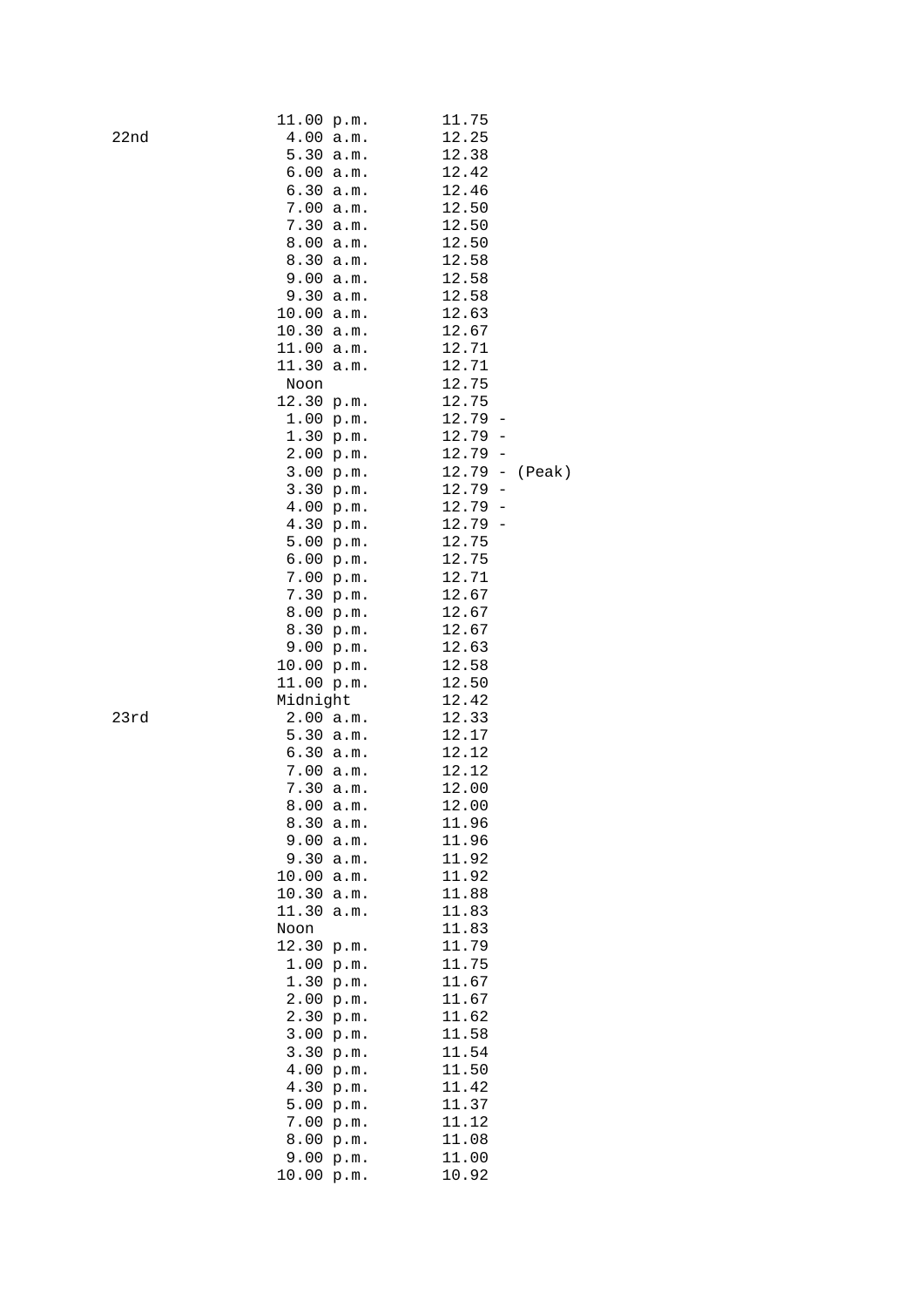| | | |
|---|---|---|
| | 11.00 p.m. | 11.75 |
| 22nd | 4.00 a.m. | 12.25 |
| | 5.30 a.m. | 12.38 |
| | 6.00 a.m. | 12.42 |
| | 6.30 a.m. | 12.46 |
| | 7.00 a.m. | 12.50 |
| | 7.30 a.m. | 12.50 |
| | 8.00 a.m. | 12.50 |
| | 8.30 a.m. | 12.58 |
| | 9.00 a.m. | 12.58 |
| | 9.30 a.m. | 12.58 |
| | 10.00 a.m. | 12.63 |
| | 10.30 a.m. | 12.67 |
| | 11.00 a.m. | 12.71 |
| | 11.30 a.m. | 12.71 |
| | Noon | 12.75 |
| | 12.30 p.m. | 12.75 |
| | 1.00 p.m. | 12.79 - |
| | 1.30 p.m. | 12.79 - |
| | 2.00 p.m. | 12.79 - |
| | 3.00 p.m. | 12.79 - (Peak) |
| | 3.30 p.m. | 12.79 - |
| | 4.00 p.m. | 12.79 - |
| | 4.30 p.m. | 12.79 - |
| | 5.00 p.m. | 12.75 |
| | 6.00 p.m. | 12.75 |
| | 7.00 p.m. | 12.71 |
| | 7.30 p.m. | 12.67 |
| | 8.00 p.m. | 12.67 |
| | 8.30 p.m. | 12.67 |
| | 9.00 p.m. | 12.63 |
| | 10.00 p.m. | 12.58 |
| | 11.00 p.m. | 12.50 |
| | Midnight | 12.42 |
| 23rd | 2.00 a.m. | 12.33 |
| | 5.30 a.m. | 12.17 |
| | 6.30 a.m. | 12.12 |
| | 7.00 a.m. | 12.12 |
| | 7.30 a.m. | 12.00 |
| | 8.00 a.m. | 12.00 |
| | 8.30 a.m. | 11.96 |
| | 9.00 a.m. | 11.96 |
| | 9.30 a.m. | 11.92 |
| | 10.00 a.m. | 11.92 |
| | 10.30 a.m. | 11.88 |
| | 11.30 a.m. | 11.83 |
| | Noon | 11.83 |
| | 12.30 p.m. | 11.79 |
| | 1.00 p.m. | 11.75 |
| | 1.30 p.m. | 11.67 |
| | 2.00 p.m. | 11.67 |
| | 2.30 p.m. | 11.62 |
| | 3.00 p.m. | 11.58 |
| | 3.30 p.m. | 11.54 |
| | 4.00 p.m. | 11.50 |
| | 4.30 p.m. | 11.42 |
| | 5.00 p.m. | 11.37 |
| | 7.00 p.m. | 11.12 |
| | 8.00 p.m. | 11.08 |
| | 9.00 p.m. | 11.00 |
| | 10.00 p.m. | 10.92 |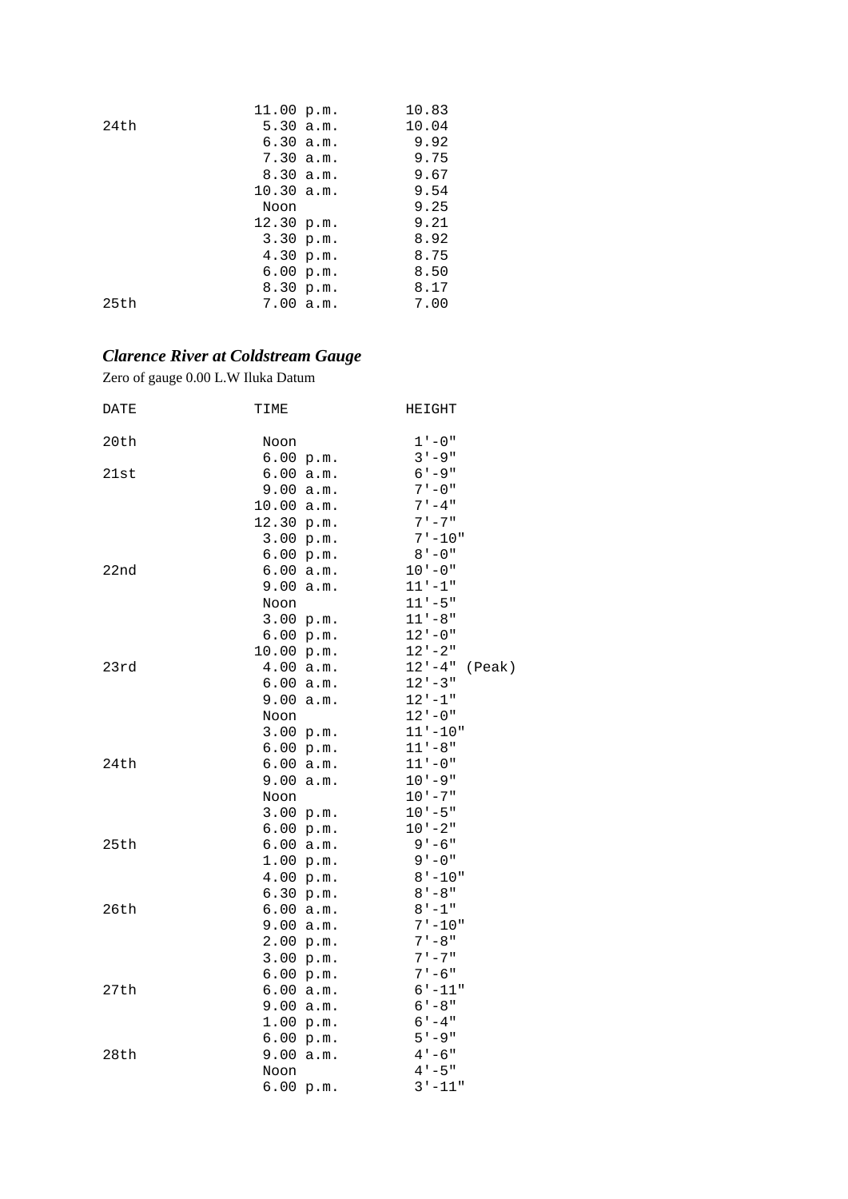| | | |
|---|---|---|
| | 11.00 p.m. | 10.83 |
| 24th | 5.30 a.m. | 10.04 |
| | 6.30 a.m. | 9.92 |
| | 7.30 a.m. | 9.75 |
| | 8.30 a.m. | 9.67 |
| | 10.30 a.m. | 9.54 |
| | Noon | 9.25 |
| | 12.30 p.m. | 9.21 |
| | 3.30 p.m. | 8.92 |
| | 4.30 p.m. | 8.75 |
| | 6.00 p.m. | 8.50 |
| | 8.30 p.m. | 8.17 |
| 25th | 7.00 a.m. | 7.00 |

### *Clarence River at Coldstream Gauge*

Zero of gauge 0.00 L.W Iluka Datum

| DATE | TIME | HEIGHT |
|---|---|---|
| 20th | Noon | 1'-0" |
| | 6.00 p.m. | 3'-9" |
| 21st | 6.00 a.m. | 6'-9" |
| | 9.00 a.m. | 7'-0" |
| | 10.00 a.m. | 7'-4" |
| | 12.30 p.m. | 7'-7" |
| | 3.00 p.m. | 7'-10" |
| | 6.00 p.m. | 8'-0" |
| 22nd | 6.00 a.m. | 10'-0" |
| | 9.00 a.m. | 11'-1" |
| | Noon | 11'-5" |
| | 3.00 p.m. | 11'-8" |
| | 6.00 p.m. | 12'-0" |
| | 10.00 p.m. | 12'-2" |
| 23rd | 4.00 a.m. | 12'-4" (Peak) |
| | 6.00 a.m. | 12'-3" |
| | 9.00 a.m. | 12'-1" |
| | Noon | 12'-0" |
| | 3.00 p.m. | 11'-10" |
| | 6.00 p.m. | 11'-8" |
| 24th | 6.00 a.m. | 11'-0" |
| | 9.00 a.m. | 10'-9" |
| | Noon | 10'-7" |
| | 3.00 p.m. | 10'-5" |
| | 6.00 p.m. | 10'-2" |
| 25th | 6.00 a.m. | 9'-6" |
| | 1.00 p.m. | 9'-0" |
| | 4.00 p.m. | 8'-10" |
| | 6.30 p.m. | 8'-8" |
| 26th | 6.00 a.m. | 8'-1" |
| | 9.00 a.m. | 7'-10" |
| | 2.00 p.m. | 7'-8" |
| | 3.00 p.m. | 7'-7" |
| | 6.00 p.m. | 7'-6" |
| 27th | 6.00 a.m. | 6'-11" |
| | 9.00 a.m. | 6'-8" |
| | 1.00 p.m. | 6'-4" |
| | 6.00 p.m. | 5'-9" |
| 28th | 9.00 a.m. | 4'-6" |
| | Noon | 4'-5" |
| | 6.00 p.m. | 3'-11" |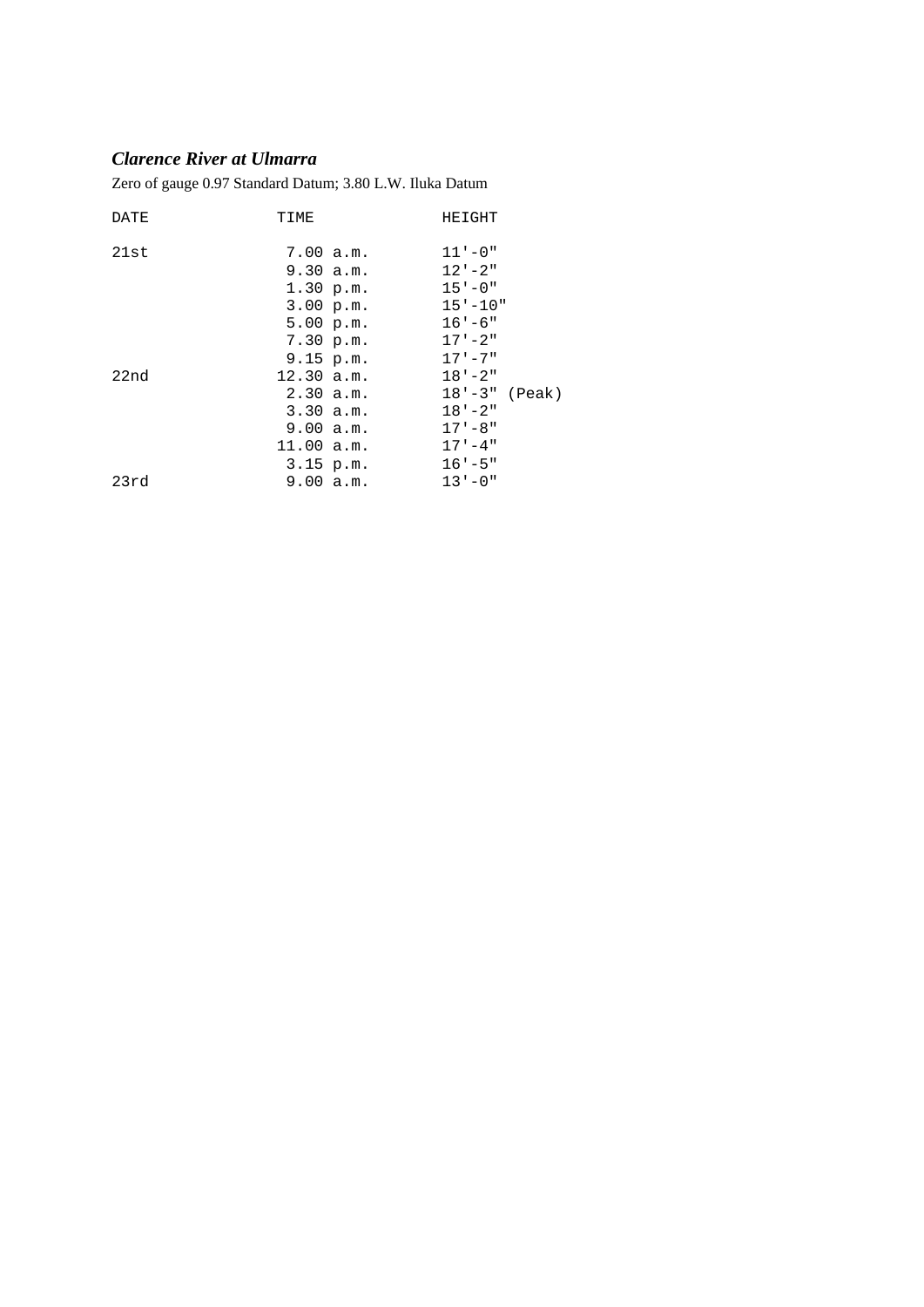*Clarence River at Ulmarra*

Zero of gauge 0.97 Standard Datum; 3.80 L.W. Iluka Datum

| DATE | TIME | HEIGHT |
|---|---|---|
| 21st | 7.00 a.m. | 11'-0" |
| | 9.30 a.m. | 12'-2" |
| | 1.30 p.m. | 15'-0" |
| | 3.00 p.m. | 15'-10" |
| | 5.00 p.m. | 16'-6" |
| | 7.30 p.m. | 17'-2" |
| | 9.15 p.m. | 17'-7" |
| 22nd | 12.30 a.m. | 18'-2" |
| | 2.30 a.m. | 18'-3" (Peak) |
| | 3.30 a.m. | 18'-2" |
| | 9.00 a.m. | 17'-8" |
| | 11.00 a.m. | 17'-4" |
| | 3.15 p.m. | 16'-5" |
| 23rd | 9.00 a.m. | 13'-0" |